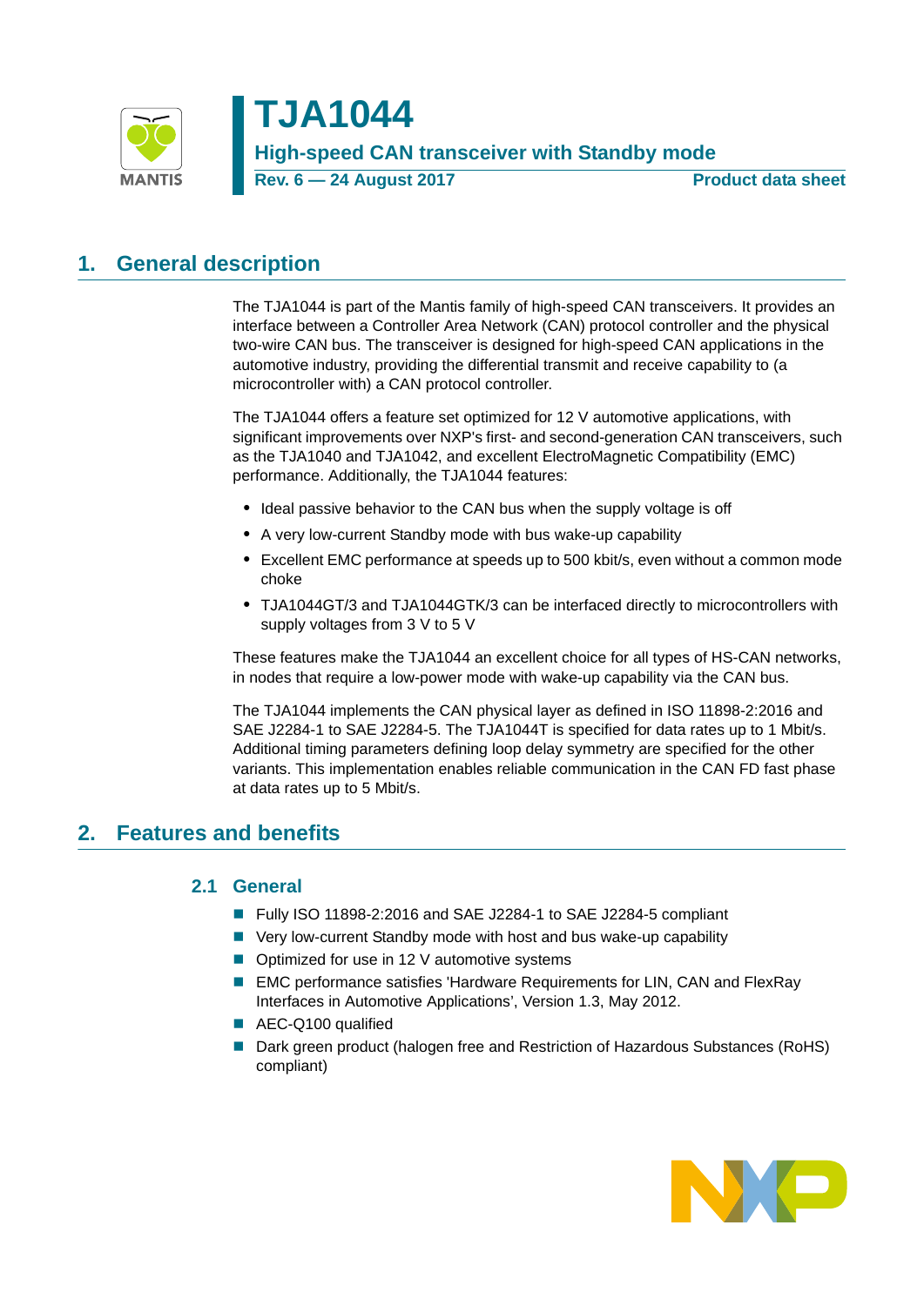# TJA1044

**High-speed CAN transceiver with Standby mode**

**Rev. 6 — 24 August 2017** **Product data sheet**

## 1. General description

The TJA1044 is part of the Mantis family of high-speed CAN transceivers. It provides an interface between a Controller Area Network (CAN) protocol controller and the physical two-wire CAN bus. The transceiver is designed for high-speed CAN applications in the automotive industry, providing the differential transmit and receive capability to (a microcontroller with) a CAN protocol controller.

The TJA1044 offers a feature set optimized for 12 V automotive applications, with significant improvements over NXP's first- and second-generation CAN transceivers, such as the TJA1040 and TJA1042, and excellent ElectroMagnetic Compatibility (EMC) performance. Additionally, the TJA1044 features:

- Ideal passive behavior to the CAN bus when the supply voltage is off
- A very low-current Standby mode with bus wake-up capability
- Excellent EMC performance at speeds up to 500 kbit/s, even without a common mode choke
- TJA1044GT/3 and TJA1044GTK/3 can be interfaced directly to microcontrollers with supply voltages from 3 V to 5 V

These features make the TJA1044 an excellent choice for all types of HS-CAN networks, in nodes that require a low-power mode with wake-up capability via the CAN bus.

The TJA1044 implements the CAN physical layer as defined in ISO 11898-2:2016 and SAE J2284-1 to SAE J2284-5. The TJA1044T is specified for data rates up to 1 Mbit/s. Additional timing parameters defining loop delay symmetry are specified for the other variants. This implementation enables reliable communication in the CAN FD fast phase at data rates up to 5 Mbit/s.

## 2. Features and benefits

### 2.1 General

- Fully ISO 11898-2:2016 and SAE J2284-1 to SAE J2284-5 compliant
- Very low-current Standby mode with host and bus wake-up capability
- Optimized for use in 12 V automotive systems
- EMC performance satisfies 'Hardware Requirements for LIN, CAN and FlexRay Interfaces in Automotive Applications', Version 1.3, May 2012.
- AEC-Q100 qualified
- Dark green product (halogen free and Restriction of Hazardous Substances (RoHS) compliant)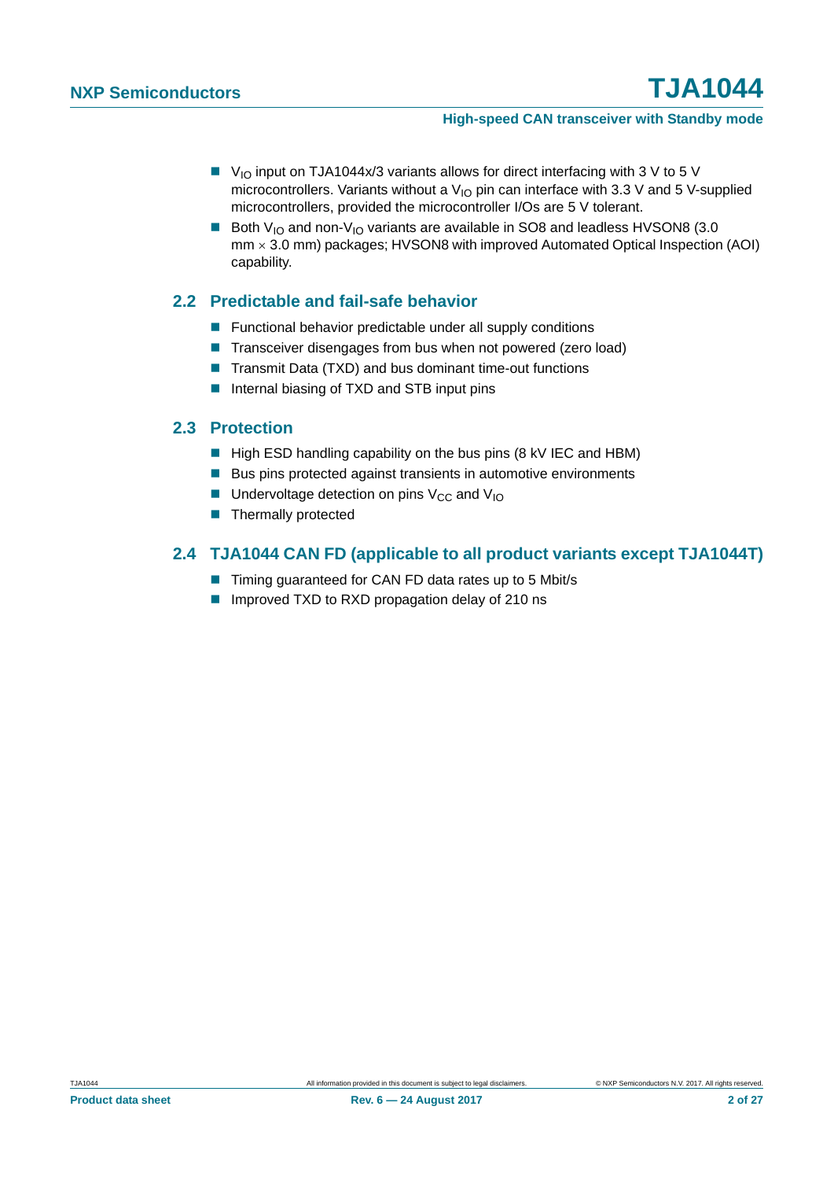- $V_{IO}$ input on TJA1044x/3 variants allows for direct interfacing with 3 V to 5 V microcontrollers. Variants without a $V_{IO}$ pin can interface with 3.3 V and 5 V-supplied microcontrollers, provided the microcontroller I/Os are 5 V tolerant.
- Both $V_{IO}$ and non-$V_{IO}$ variants are available in SO8 and leadless HVSON8 (3.0 mm × 3.0 mm) packages; HVSON8 with improved Automated Optical Inspection (AOI) capability.

## 2.2 Predictable and fail-safe behavior

- Functional behavior predictable under all supply conditions
- Transceiver disengages from bus when not powered (zero load)
- Transmit Data (TXD) and bus dominant time-out functions
- Internal biasing of TXD and STB input pins

## 2.3 Protection

- High ESD handling capability on the bus pins (8 kV IEC and HBM)
- Bus pins protected against transients in automotive environments
- Undervoltage detection on pins $V_{CC}$ and $V_{IO}$
- Thermally protected

## 2.4 TJA1044 CAN FD (applicable to all product variants except TJA1044T)

- Timing guaranteed for CAN FD data rates up to 5 Mbit/s
- Improved TXD to RXD propagation delay of 210 ns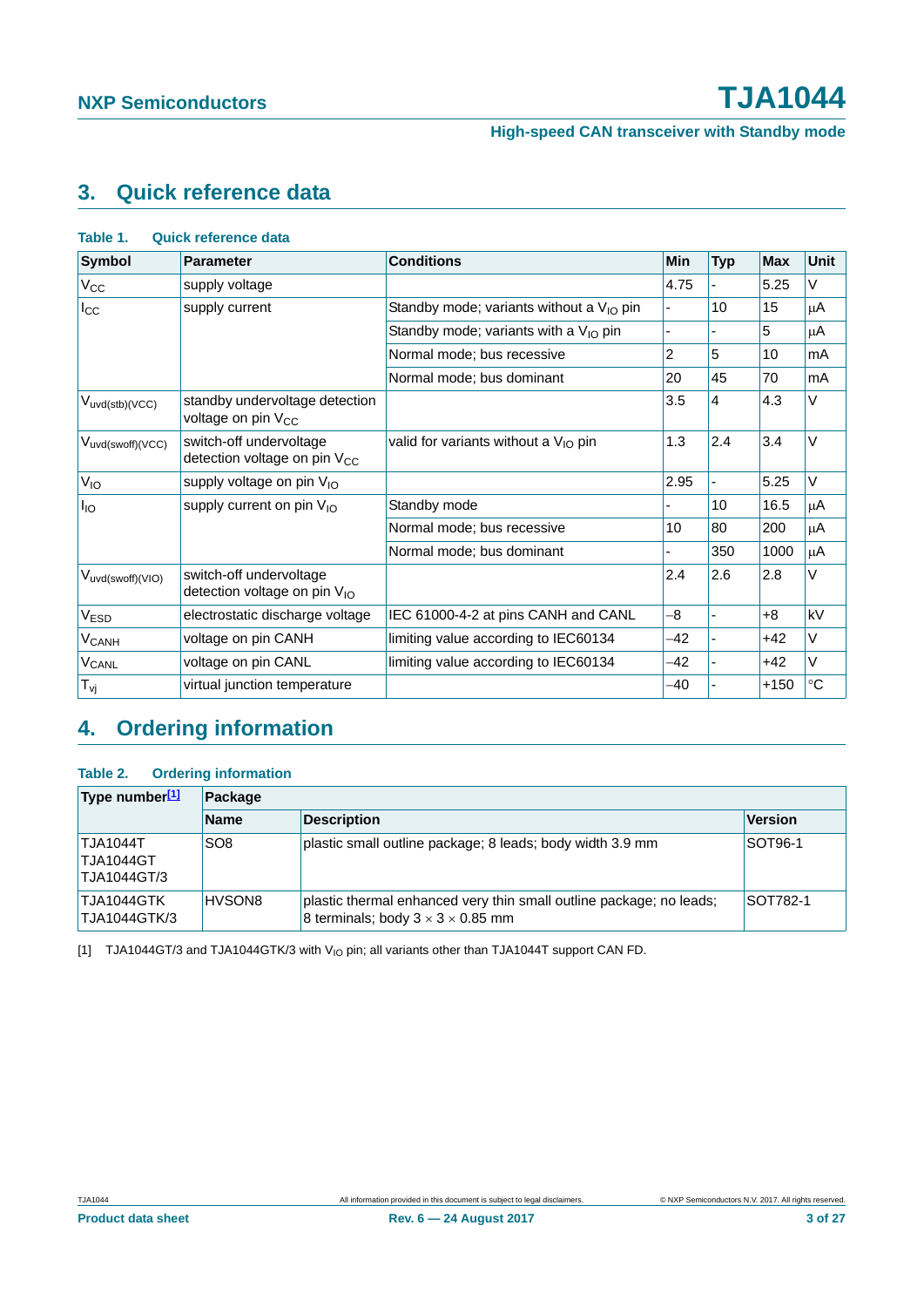## 3. Quick reference data

**Table 1. Quick reference data**

| Symbol | Parameter | Conditions | Min | Typ | Max | Unit |
|---|---|---|---|---|---|---|
| $V_{CC}$ | supply voltage | | 4.75 | - | 5.25 | V |
| $I_{CC}$ | supply current | Standby mode; variants without a $V_{IO}$ pin | - | 10 | 15 | μA |
| | | Standby mode; variants with a $V_{IO}$ pin | - | - | 5 | μA |
| | | Normal mode; bus recessive | 2 | 5 | 10 | mA |
| | | Normal mode; bus dominant | 20 | 45 | 70 | mA |
| $V_{uvd(stb)(VCC)}$ | standby undervoltage detection voltage on pin $V_{CC}$ | | 3.5 | 4 | 4.3 | V |
| $V_{uvd(swoff)(VCC)}$ | switch-off undervoltage detection voltage on pin $V_{CC}$ | valid for variants without a $V_{IO}$ pin | 1.3 | 2.4 | 3.4 | V |
| $V_{IO}$ | supply voltage on pin $V_{IO}$ | | 2.95 | - | 5.25 | V |
| $I_{IO}$ | supply current on pin $V_{IO}$ | Standby mode | - | 10 | 16.5 | μA |
| | | Normal mode; bus recessive | 10 | 80 | 200 | μA |
| | | Normal mode; bus dominant | - | 350 | 1000 | μA |
| $V_{uvd(swoff)(VIO)}$ | switch-off undervoltage detection voltage on pin $V_{IO}$ | | 2.4 | 2.6 | 2.8 | V |
| $V_{ESD}$ | electrostatic discharge voltage | IEC 61000-4-2 at pins CANH and CANL | −8 | - | +8 | kV |
| $V_{CANH}$ | voltage on pin CANH | limiting value according to IEC60134 | −42 | - | +42 | V |
| $V_{CANL}$ | voltage on pin CANL | limiting value according to IEC60134 | −42 | - | +42 | V |
| $T_{vj}$ | virtual junction temperature | | −40 | - | +150 | °C |

## 4. Ordering information

**Table 2. Ordering information**

| Type number[1] | Package | | |
|---|---|---|---|
| | Name | Description | Version |
| TJA1044T<br>TJA1044GT<br>TJA1044GT/3 | SO8 | plastic small outline package; 8 leads; body width 3.9 mm | SOT96-1 |
| TJA1044GTK<br>TJA1044GTK/3 | HVSON8 | plastic thermal enhanced very thin small outline package; no leads; 8 terminals; body 3 × 3 × 0.85 mm | SOT782-1 |

[1] TJA1044GT/3 and TJA1044GTK/3 with $V_{IO}$ pin; all variants other than TJA1044T support CAN FD.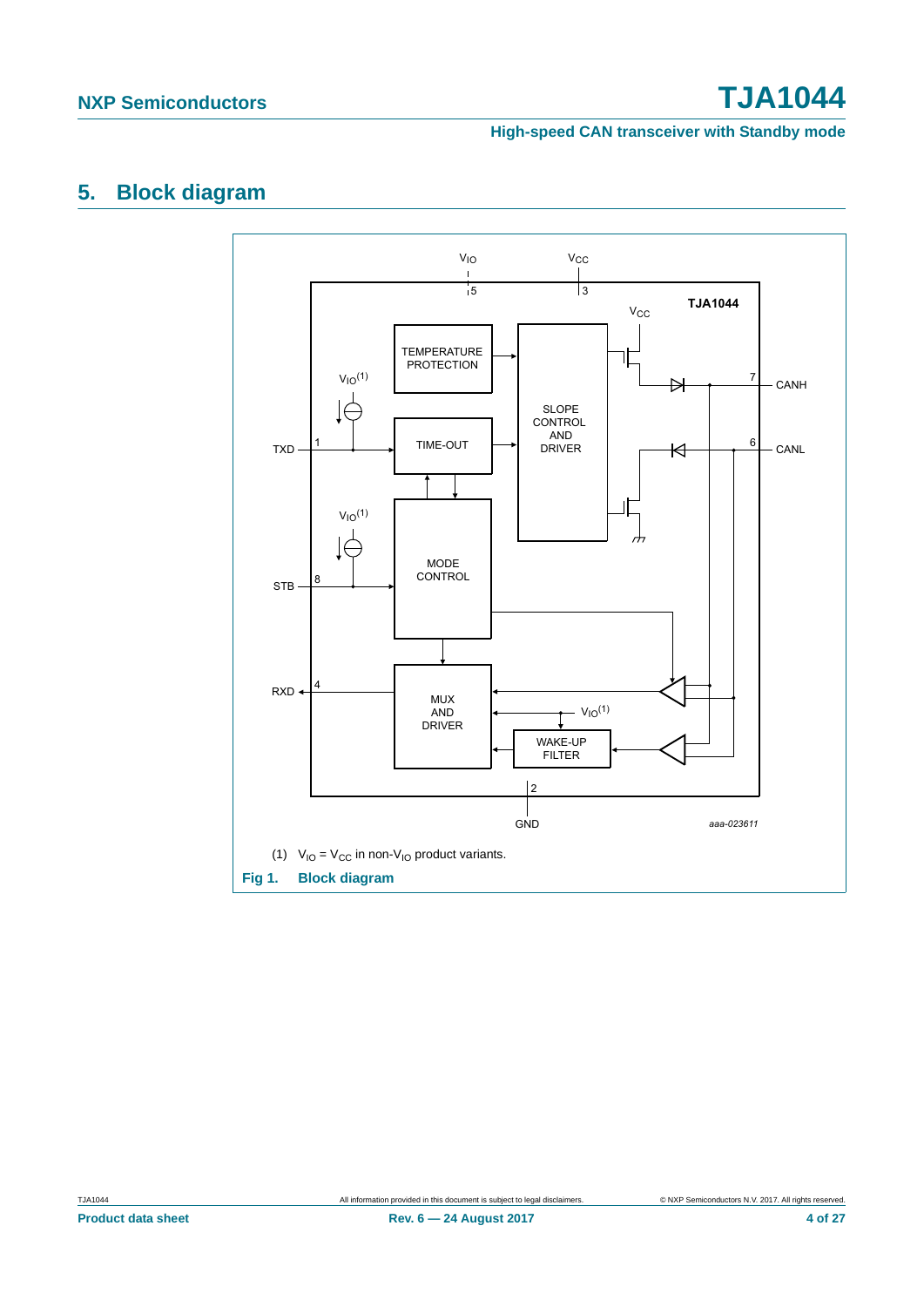## 5. Block diagram

(1) $V_{IO} = V_{CC}$ in non-$V_{IO}$ product variants.

**Fig 1. Block diagram**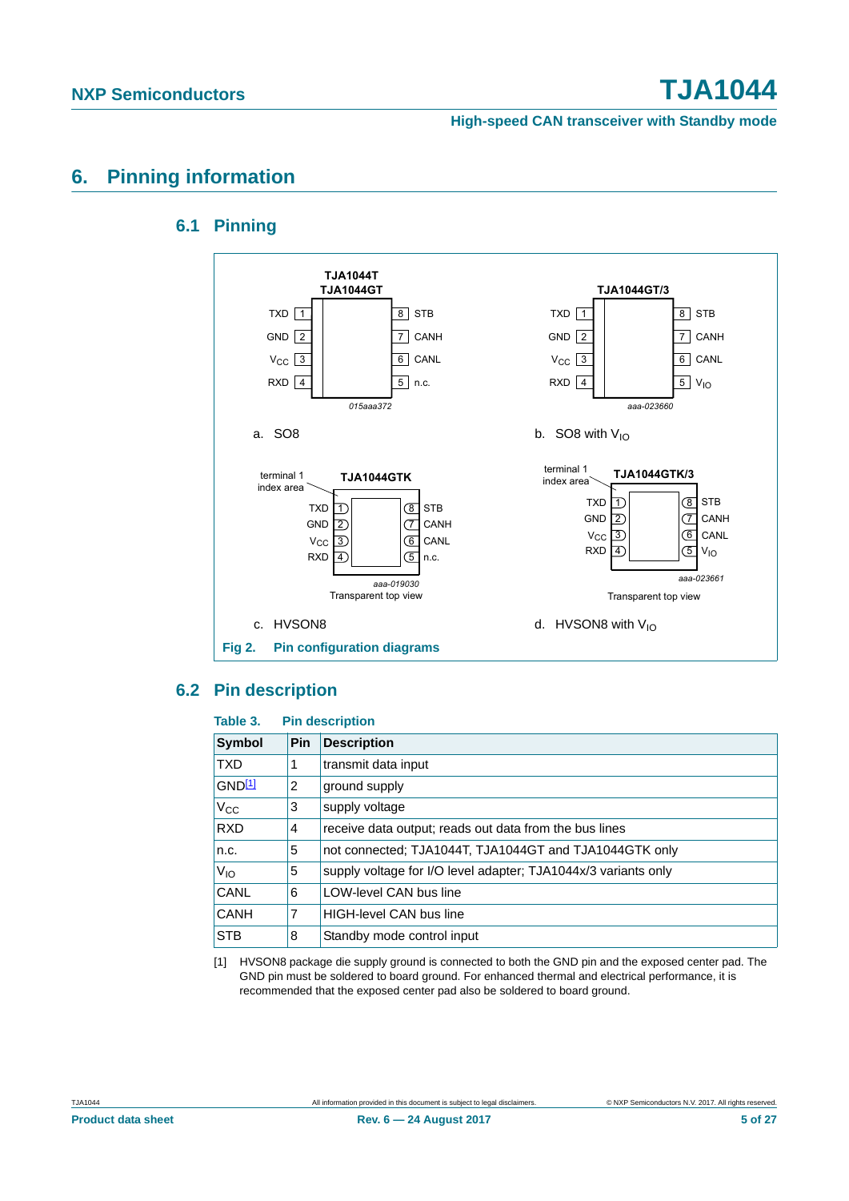# 6. Pinning information

## 6.1 Pinning

**TJA1044T**
**TJA1044GT**

| Symbol | Pin | | Pin | Symbol |
|---|---|---|---|---|
| TXD | 1 | | 8 | STB |
| GND | 2 | | 7 | CANH |
| $V_{CC}$ | 3 | | 6 | CANL |
| RXD | 4 | | 5 | n.c. |

*015aaa372*

a. SO8

**TJA1044GT/3**

| Symbol | Pin | | Pin | Symbol |
|---|---|---|---|---|
| TXD | 1 | | 8 | STB |
| GND | 2 | | 7 | CANH |
| $V_{CC}$ | 3 | | 6 | CANL |
| RXD | 4 | | 5 | $V_{IO}$ |

*aaa-023660*

b. SO8 with $V_{IO}$

terminal 1 index area

**TJA1044GTK**

| Symbol | Pin | | Pin | Symbol |
|---|---|---|---|---|
| TXD | 1 | | 8 | STB |
| GND | 2 | | 7 | CANH |
| $V_{CC}$ | 3 | | 6 | CANL |
| RXD | 4 | | 5 | n.c. |

*aaa-019030*

Transparent top view

c. HVSON8

terminal 1 index area

**TJA1044GTK/3**

| Symbol | Pin | | Pin | Symbol |
|---|---|---|---|---|
| TXD | 1 | | 8 | STB |
| GND | 2 | | 7 | CANH |
| $V_{CC}$ | 3 | | 6 | CANL |
| RXD | 4 | | 5 | $V_{IO}$ |

*aaa-023661*

Transparent top view

d. HVSON8 with $V_{IO}$

**Fig 2. Pin configuration diagrams**

## 6.2 Pin description

**Table 3. Pin description**

| Symbol | Pin | Description |
|---|---|---|
| TXD | 1 | transmit data input |
| GND[1] | 2 | ground supply |
| $V_{CC}$ | 3 | supply voltage |
| RXD | 4 | receive data output; reads out data from the bus lines |
| n.c. | 5 | not connected; TJA1044T, TJA1044GT and TJA1044GTK only |
| $V_{IO}$ | 5 | supply voltage for I/O level adapter; TJA1044x/3 variants only |
| CANL | 6 | LOW-level CAN bus line |
| CANH | 7 | HIGH-level CAN bus line |
| STB | 8 | Standby mode control input |

[1] HVSON8 package die supply ground is connected to both the GND pin and the exposed center pad. The GND pin must be soldered to board ground. For enhanced thermal and electrical performance, it is recommended that the exposed center pad also be soldered to board ground.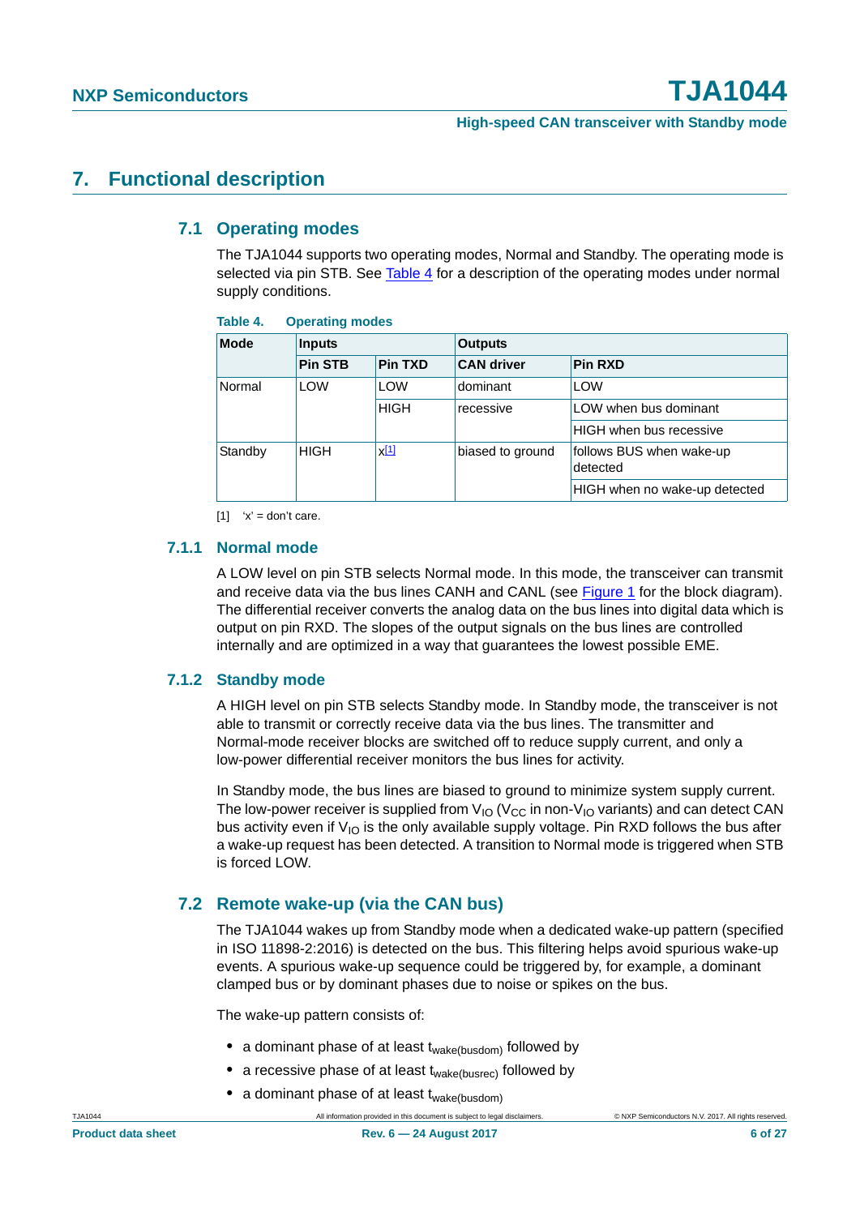# 7. Functional description

## 7.1 Operating modes

The TJA1044 supports two operating modes, Normal and Standby. The operating mode is selected via pin STB. See Table 4 for a description of the operating modes under normal supply conditions.

**Table 4. Operating modes**

| Mode | Inputs | | Outputs | |
|---|---|---|---|---|
| | Pin STB | Pin TXD | CAN driver | Pin RXD |
| Normal | LOW | LOW | dominant | LOW |
| | | HIGH | recessive | LOW when bus dominant |
| | | | | HIGH when bus recessive |
| Standby | HIGH | x[1] | biased to ground | follows BUS when wake-up detected |
| | | | | HIGH when no wake-up detected |

[1] ‘x’ = don’t care.

### 7.1.1 Normal mode

A LOW level on pin STB selects Normal mode. In this mode, the transceiver can transmit and receive data via the bus lines CANH and CANL (see Figure 1 for the block diagram). The differential receiver converts the analog data on the bus lines into digital data which is output on pin RXD. The slopes of the output signals on the bus lines are controlled internally and are optimized in a way that guarantees the lowest possible EME.

### 7.1.2 Standby mode

A HIGH level on pin STB selects Standby mode. In Standby mode, the transceiver is not able to transmit or correctly receive data via the bus lines. The transmitter and Normal-mode receiver blocks are switched off to reduce supply current, and only a low-power differential receiver monitors the bus lines for activity.

In Standby mode, the bus lines are biased to ground to minimize system supply current. The low-power receiver is supplied from $V_{IO}$ ($V_{CC}$ in non-$V_{IO}$ variants) and can detect CAN bus activity even if $V_{IO}$ is the only available supply voltage. Pin RXD follows the bus after a wake-up request has been detected. A transition to Normal mode is triggered when STB is forced LOW.

## 7.2 Remote wake-up (via the CAN bus)

The TJA1044 wakes up from Standby mode when a dedicated wake-up pattern (specified in ISO 11898-2:2016) is detected on the bus. This filtering helps avoid spurious wake-up events. A spurious wake-up sequence could be triggered by, for example, a dominant clamped bus or by dominant phases due to noise or spikes on the bus.

The wake-up pattern consists of:

- a dominant phase of at least $t_{wake(busdom)}$ followed by
- a recessive phase of at least $t_{wake(busrec)}$ followed by
- a dominant phase of at least $t_{wake(busdom)}$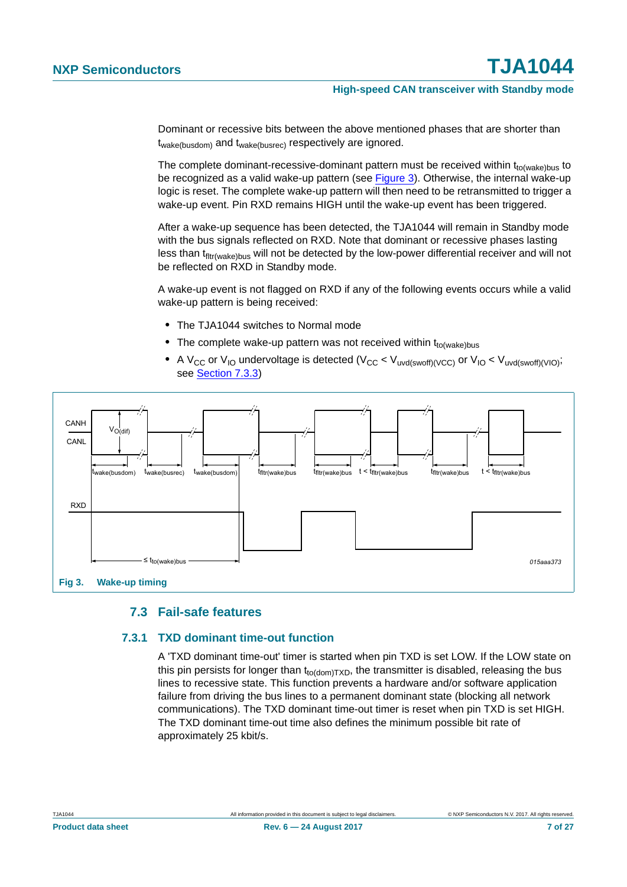Dominant or recessive bits between the above mentioned phases that are shorter than $t_{wake(busdom)}$ and $t_{wake(busrec)}$ respectively are ignored.

The complete dominant-recessive-dominant pattern must be received within $t_{to(wake)bus}$ to be recognized as a valid wake-up pattern (see Figure 3). Otherwise, the internal wake-up logic is reset. The complete wake-up pattern will then need to be retransmitted to trigger a wake-up event. Pin RXD remains HIGH until the wake-up event has been triggered.

After a wake-up sequence has been detected, the TJA1044 will remain in Standby mode with the bus signals reflected on RXD. Note that dominant or recessive phases lasting less than $t_{fltr(wake)bus}$ will not be detected by the low-power differential receiver and will not be reflected on RXD in Standby mode.

A wake-up event is not flagged on RXD if any of the following events occurs while a valid wake-up pattern is being received:

- The TJA1044 switches to Normal mode
- The complete wake-up pattern was not received within $t_{to(wake)bus}$
- A $V_{CC}$ or $V_{IO}$ undervoltage is detected ($V_{CC} < V_{uvd(swoff)(VCC)}$ or $V_{IO} < V_{uvd(swoff)(VIO)}$; see Section 7.3.3)

**Fig 3. Wake-up timing**

## 7.3 Fail-safe features

### 7.3.1 TXD dominant time-out function

A 'TXD dominant time-out' timer is started when pin TXD is set LOW. If the LOW state on this pin persists for longer than $t_{to(dom)TXD}$, the transmitter is disabled, releasing the bus lines to recessive state. This function prevents a hardware and/or software application failure from driving the bus lines to a permanent dominant state (blocking all network communications). The TXD dominant time-out timer is reset when pin TXD is set HIGH. The TXD dominant time-out time also defines the minimum possible bit rate of approximately 25 kbit/s.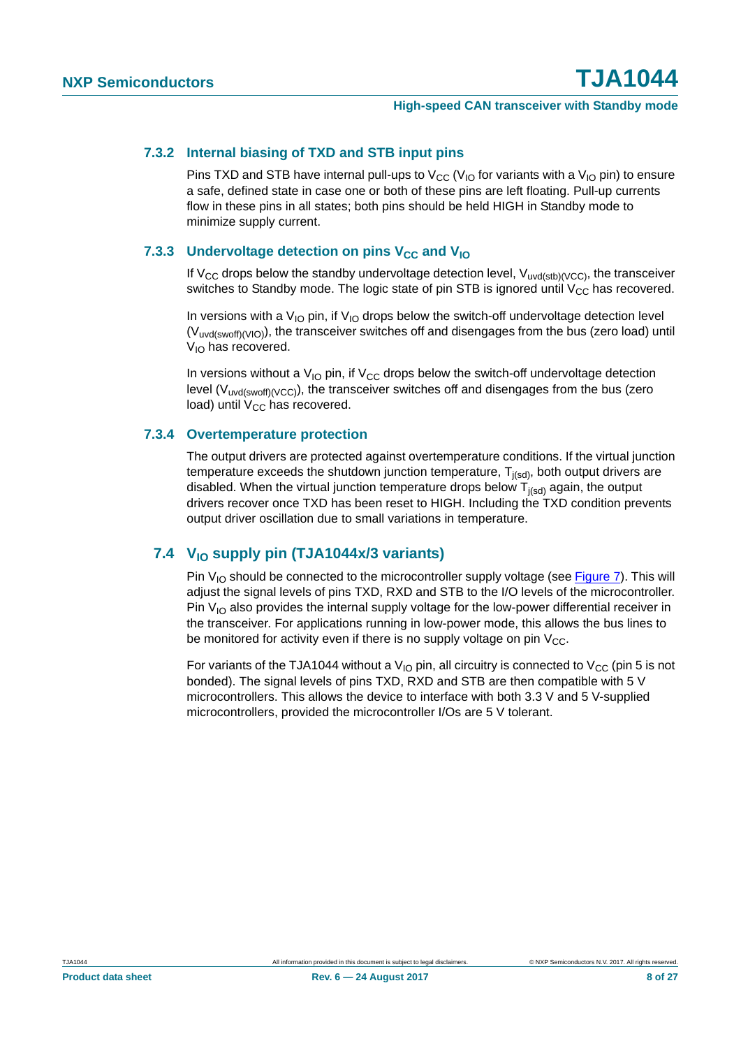### 7.3.2 Internal biasing of TXD and STB input pins

Pins TXD and STB have internal pull-ups to $V_{CC}$ ($V_{IO}$ for variants with a $V_{IO}$ pin) to ensure a safe, defined state in case one or both of these pins are left floating. Pull-up currents flow in these pins in all states; both pins should be held HIGH in Standby mode to minimize supply current.

### 7.3.3 Undervoltage detection on pins $V_{CC}$ and $V_{IO}$

If $V_{CC}$ drops below the standby undervoltage detection level, $V_{uvd(stb)(VCC)}$, the transceiver switches to Standby mode. The logic state of pin STB is ignored until $V_{CC}$ has recovered.

In versions with a $V_{IO}$ pin, if $V_{IO}$ drops below the switch-off undervoltage detection level ($V_{uvd(swoff)(VIO)}$), the transceiver switches off and disengages from the bus (zero load) until $V_{IO}$ has recovered.

In versions without a $V_{IO}$ pin, if $V_{CC}$ drops below the switch-off undervoltage detection level ($V_{uvd(swoff)(VCC)}$), the transceiver switches off and disengages from the bus (zero load) until $V_{CC}$ has recovered.

### 7.3.4 Overtemperature protection

The output drivers are protected against overtemperature conditions. If the virtual junction temperature exceeds the shutdown junction temperature, $T_{j(sd)}$, both output drivers are disabled. When the virtual junction temperature drops below $T_{j(sd)}$ again, the output drivers recover once TXD has been reset to HIGH. Including the TXD condition prevents output driver oscillation due to small variations in temperature.

## 7.4 $V_{IO}$ supply pin (TJA1044x/3 variants)

Pin $V_{IO}$ should be connected to the microcontroller supply voltage (see Figure 7). This will adjust the signal levels of pins TXD, RXD and STB to the I/O levels of the microcontroller. Pin $V_{IO}$ also provides the internal supply voltage for the low-power differential receiver in the transceiver. For applications running in low-power mode, this allows the bus lines to be monitored for activity even if there is no supply voltage on pin $V_{CC}$.

For variants of the TJA1044 without a $V_{IO}$ pin, all circuitry is connected to $V_{CC}$ (pin 5 is not bonded). The signal levels of pins TXD, RXD and STB are then compatible with 5 V microcontrollers. This allows the device to interface with both 3.3 V and 5 V-supplied microcontrollers, provided the microcontroller I/Os are 5 V tolerant.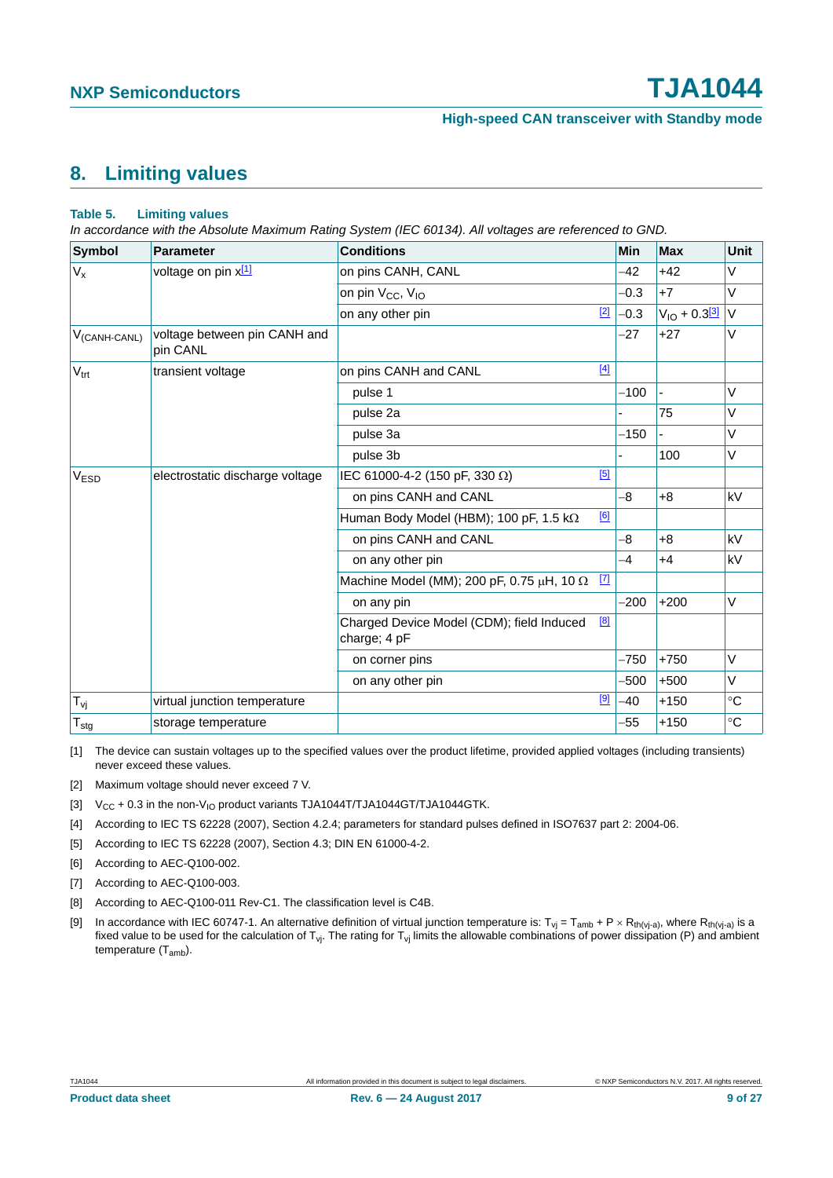## 8. Limiting values

**Table 5. Limiting values**

*In accordance with the Absolute Maximum Rating System (IEC 60134). All voltages are referenced to GND.*

| Symbol | Parameter | Conditions | | Min | Max | Unit |
|---|---|---|---|---|---|---|
| $V_x$ | voltage on pin x [1] | on pins CANH, CANL | | −42 | +42 | V |
| | | on pin $V_{CC}$, $V_{IO}$ | | −0.3 | +7 | V |
| | | on any other pin | [2] | −0.3 | $V_{IO}$ + 0.3 [3] | V |
| $V_{(CANH-CANL)}$ | voltage between pin CANH and pin CANL | | | −27 | +27 | V |
| $V_{trt}$ | transient voltage | on pins CANH and CANL | [4] | | | |
| | | pulse 1 | | −100 | - | V |
| | | pulse 2a | | - | 75 | V |
| | | pulse 3a | | −150 | - | V |
| | | pulse 3b | | - | 100 | V |
| $V_{ESD}$ | electrostatic discharge voltage | IEC 61000-4-2 (150 pF, 330 Ω) | [5] | | | |
| | | on pins CANH and CANL | | −8 | +8 | kV |
| | | Human Body Model (HBM); 100 pF, 1.5 kΩ | [6] | | | |
| | | on pins CANH and CANL | | −8 | +8 | kV |
| | | on any other pin | | −4 | +4 | kV |
| | | Machine Model (MM); 200 pF, 0.75 μH, 10 Ω | [7] | | | |
| | | on any pin | | −200 | +200 | V |
| | | Charged Device Model (CDM); field Induced charge; 4 pF | [8] | | | |
| | | on corner pins | | −750 | +750 | V |
| | | on any other pin | | −500 | +500 | V |
| $T_{vj}$ | virtual junction temperature | | [9] | −40 | +150 | °C |
| $T_{stg}$ | storage temperature | | | −55 | +150 | °C |

[1] The device can sustain voltages up to the specified values over the product lifetime, provided applied voltages (including transients) never exceed these values.

[2] Maximum voltage should never exceed 7 V.

[3] $V_{CC}$ + 0.3 in the non-$V_{IO}$ product variants TJA1044T/TJA1044GT/TJA1044GTK.

[4] According to IEC TS 62228 (2007), Section 4.2.4; parameters for standard pulses defined in ISO7637 part 2: 2004-06.

[5] According to IEC TS 62228 (2007), Section 4.3; DIN EN 61000-4-2.

[6] According to AEC-Q100-002.

[7] According to AEC-Q100-003.

[8] According to AEC-Q100-011 Rev-C1. The classification level is C4B.

[9] In accordance with IEC 60747-1. An alternative definition of virtual junction temperature is: $T_{vj} = T_{amb} + P \times R_{th(vj-a)}$, where $R_{th(vj-a)}$ is a fixed value to be used for the calculation of $T_{vj}$. The rating for $T_{vj}$ limits the allowable combinations of power dissipation (P) and ambient temperature ($T_{amb}$).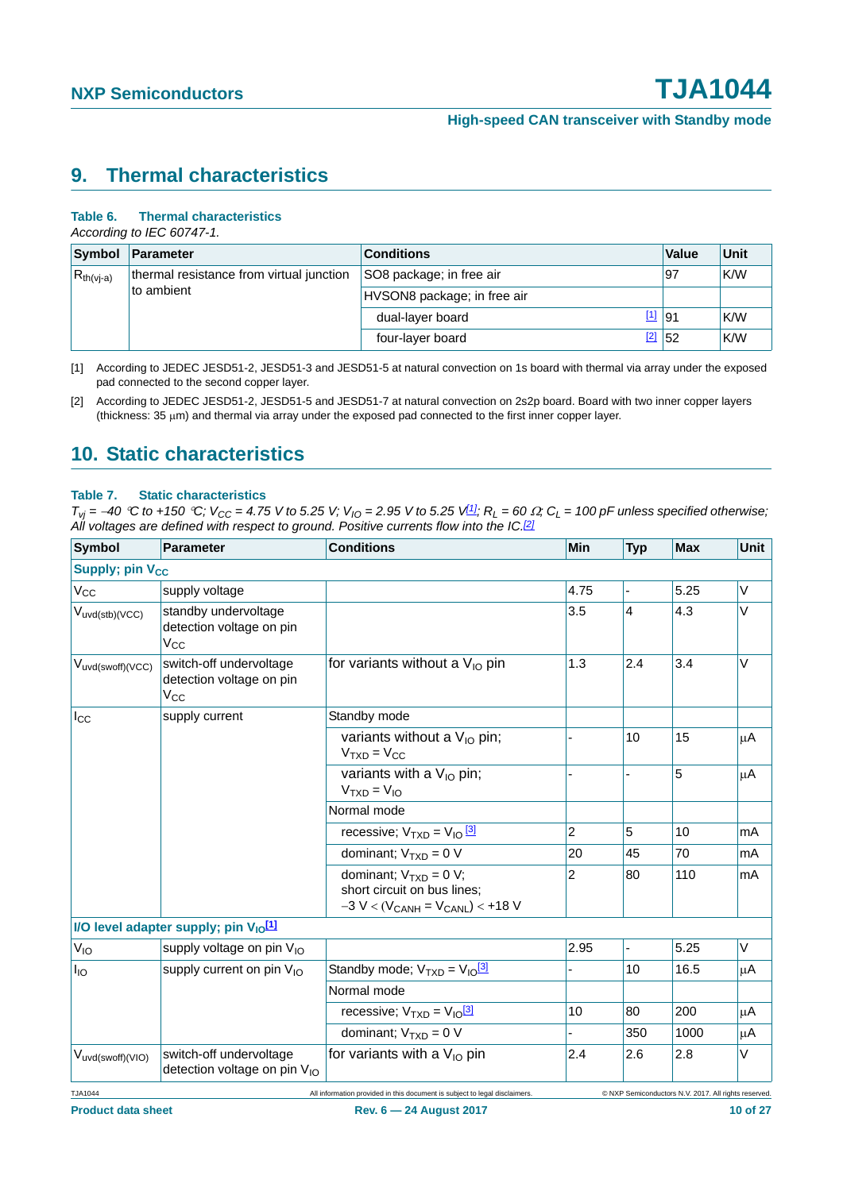## 9. Thermal characteristics

**Table 6. Thermal characteristics**

*According to IEC 60747-1.*

| Symbol | Parameter | Conditions | | Value | Unit |
|---|---|---|---|---|---|
| $R_{th(vj-a)}$ | thermal resistance from virtual junction to ambient | SO8 package; in free air | | 97 | K/W |
| | | HVSON8 package; in free air | | | |
| | | dual-layer board | [1] | 91 | K/W |
| | | four-layer board | [2] | 52 | K/W |

[1] According to JEDEC JESD51-2, JESD51-3 and JESD51-5 at natural convection on 1s board with thermal via array under the exposed pad connected to the second copper layer.

[2] According to JEDEC JESD51-2, JESD51-5 and JESD51-7 at natural convection on 2s2p board. Board with two inner copper layers (thickness: 35 μm) and thermal via array under the exposed pad connected to the first inner copper layer.

## 10. Static characteristics

**Table 7. Static characteristics**

*$T_{vj}$ = −40 °C to +150 °C; $V_{CC}$ = 4.75 V to 5.25 V; $V_{IO}$ = 2.95 V to 5.25 V[1]; $R_L$ = 60 Ω; $C_L$ = 100 pF unless specified otherwise; All voltages are defined with respect to ground. Positive currents flow into the IC.[2]*

| Symbol | Parameter | Conditions | Min | Typ | Max | Unit |
|---|---|---|---|---|---|---|
| **Supply; pin $V_{CC}$** | | | | | | |
| $V_{CC}$ | supply voltage | | 4.75 | - | 5.25 | V |
| $V_{uvd(stb)(VCC)}$ | standby undervoltage detection voltage on pin $V_{CC}$ | | 3.5 | 4 | 4.3 | V |
| $V_{uvd(swoff)(VCC)}$ | switch-off undervoltage detection voltage on pin $V_{CC}$ | for variants without a $V_{IO}$ pin | 1.3 | 2.4 | 3.4 | V |
| $I_{CC}$ | supply current | Standby mode | | | | |
| | | variants without a $V_{IO}$ pin; $V_{TXD} = V_{CC}$ | - | 10 | 15 | μA |
| | | variants with a $V_{IO}$ pin; $V_{TXD} = V_{IO}$ | - | - | 5 | μA |
| | | Normal mode | | | | |
| | | recessive; $V_{TXD} = V_{IO}$ [3] | 2 | 5 | 10 | mA |
| | | dominant; $V_{TXD}$ = 0 V | 20 | 45 | 70 | mA |
| | | dominant; $V_{TXD}$ = 0 V; short circuit on bus lines; $-3\ V < (V_{CANH} = V_{CANL}) < +18\ V$ | 2 | 80 | 110 | mA |
| **I/O level adapter supply; pin $V_{IO}$[1]** | | | | | | |
| $V_{IO}$ | supply voltage on pin $V_{IO}$ | | 2.95 | - | 5.25 | V |
| $I_{IO}$ | supply current on pin $V_{IO}$ | Standby mode; $V_{TXD} = V_{IO}$[3] | - | 10 | 16.5 | μA |
| | | Normal mode | | | | |
| | | recessive; $V_{TXD} = V_{IO}$[3] | 10 | 80 | 200 | μA |
| | | dominant; $V_{TXD}$ = 0 V | - | 350 | 1000 | μA |
| $V_{uvd(swoff)(VIO)}$ | switch-off undervoltage detection voltage on pin $V_{IO}$ | for variants with a $V_{IO}$ pin | 2.4 | 2.6 | 2.8 | V |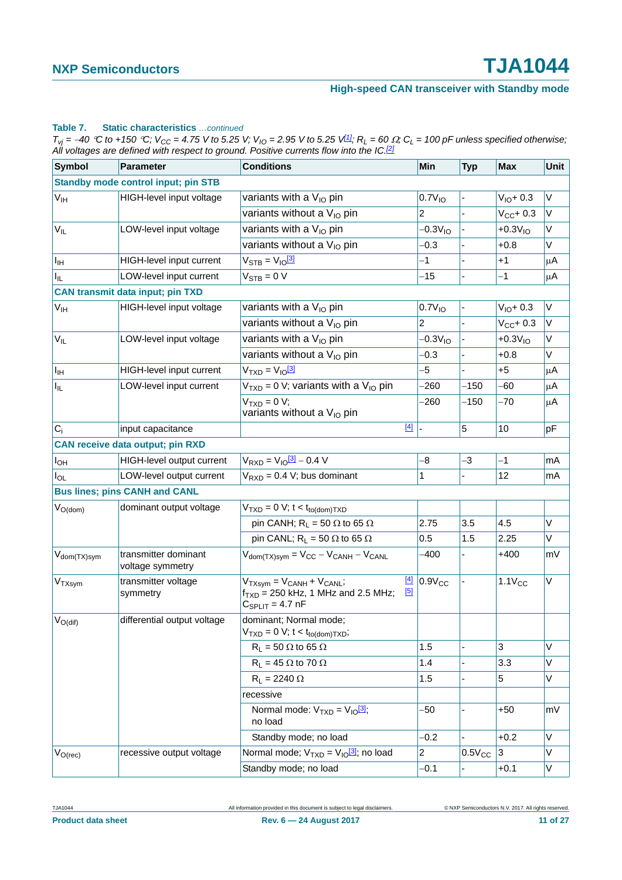**Table 7. Static characteristics** *...continued*

*$T_{vj}$ = −40 °C to +150 °C; $V_{CC}$ = 4.75 V to 5.25 V; $V_{IO}$ = 2.95 V to 5.25 V[1]; $R_L$ = 60 Ω; $C_L$ = 100 pF unless specified otherwise; All voltages are defined with respect to ground. Positive currents flow into the IC.[2]*

| Symbol | Parameter | Conditions | Min | Typ | Max | Unit |
|---|---|---|---|---|---|---|
| **Standby mode control input; pin STB** | | | | | | |
| $V_{IH}$ | HIGH-level input voltage | variants with a $V_{IO}$ pin | $0.7V_{IO}$ | - | $V_{IO}$+ 0.3 | V |
| | | variants without a $V_{IO}$ pin | 2 | - | $V_{CC}$+ 0.3 | V |
| $V_{IL}$ | LOW-level input voltage | variants with a $V_{IO}$ pin | $-0.3V_{IO}$ | - | $+0.3V_{IO}$ | V |
| | | variants without a $V_{IO}$ pin | −0.3 | - | +0.8 | V |
| $I_{IH}$ | HIGH-level input current | $V_{STB}$ = $V_{IO}$[3] | −1 | - | +1 | μA |
| $I_{IL}$ | LOW-level input current | $V_{STB}$ = 0 V | −15 | - | −1 | μA |
| **CAN transmit data input; pin TXD** | | | | | | |
| $V_{IH}$ | HIGH-level input voltage | variants with a $V_{IO}$ pin | $0.7V_{IO}$ | - | $V_{IO}$+ 0.3 | V |
| | | variants without a $V_{IO}$ pin | 2 | - | $V_{CC}$+ 0.3 | V |
| $V_{IL}$ | LOW-level input voltage | variants with a $V_{IO}$ pin | $-0.3V_{IO}$ | - | $+0.3V_{IO}$ | V |
| | | variants without a $V_{IO}$ pin | −0.3 | - | +0.8 | V |
| $I_{IH}$ | HIGH-level input current | $V_{TXD}$ = $V_{IO}$[3] | −5 | - | +5 | μA |
| $I_{IL}$ | LOW-level input current | $V_{TXD}$ = 0 V; variants with a $V_{IO}$ pin | −260 | −150 | −60 | μA |
| | | $V_{TXD}$ = 0 V; variants without a $V_{IO}$ pin | −260 | −150 | −70 | μA |
| $C_i$ | input capacitance | [4] | - | 5 | 10 | pF |
| **CAN receive data output; pin RXD** | | | | | | |
| $I_{OH}$ | HIGH-level output current | $V_{RXD}$ = $V_{IO}$[3] − 0.4 V | −8 | −3 | −1 | mA |
| $I_{OL}$ | LOW-level output current | $V_{RXD}$ = 0.4 V; bus dominant | 1 | - | 12 | mA |
| **Bus lines; pins CANH and CANL** | | | | | | |
| $V_{O(dom)}$ | dominant output voltage | $V_{TXD}$ = 0 V; t < $t_{to(dom)TXD}$ | | | | |
| | | pin CANH; $R_L$ = 50 Ω to 65 Ω | 2.75 | 3.5 | 4.5 | V |
| | | pin CANL; $R_L$ = 50 Ω to 65 Ω | 0.5 | 1.5 | 2.25 | V |
| $V_{dom(TX)sym}$ | transmitter dominant voltage symmetry | $V_{dom(TX)sym}$ = $V_{CC}$ − $V_{CANH}$ − $V_{CANL}$ | −400 | - | +400 | mV |
| $V_{TXsym}$ | transmitter voltage symmetry | $V_{TXsym}$ = $V_{CANH}$ + $V_{CANL}$; $f_{TXD}$ = 250 kHz, 1 MHz and 2.5 MHz; $C_{SPLIT}$ = 4.7 nF [4] [5] | $0.9V_{CC}$ | - | $1.1V_{CC}$ | V |
| $V_{O(dif)}$ | differential output voltage | dominant; Normal mode; $V_{TXD}$ = 0 V; t < $t_{to(dom)TXD}$; | | | | |
| | | $R_L$ = 50 Ω to 65 Ω | 1.5 | - | 3 | V |
| | | $R_L$ = 45 Ω to 70 Ω | 1.4 | - | 3.3 | V |
| | | $R_L$ = 2240 Ω | 1.5 | - | 5 | V |
| | | recessive | | | | |
| | | Normal mode: $V_{TXD}$ = $V_{IO}$[3]; no load | −50 | - | +50 | mV |
| | | Standby mode; no load | −0.2 | - | +0.2 | V |
| $V_{O(rec)}$ | recessive output voltage | Normal mode; $V_{TXD}$ = $V_{IO}$[3]; no load | 2 | $0.5V_{CC}$ | 3 | V |
| | | Standby mode; no load | −0.1 | - | +0.1 | V |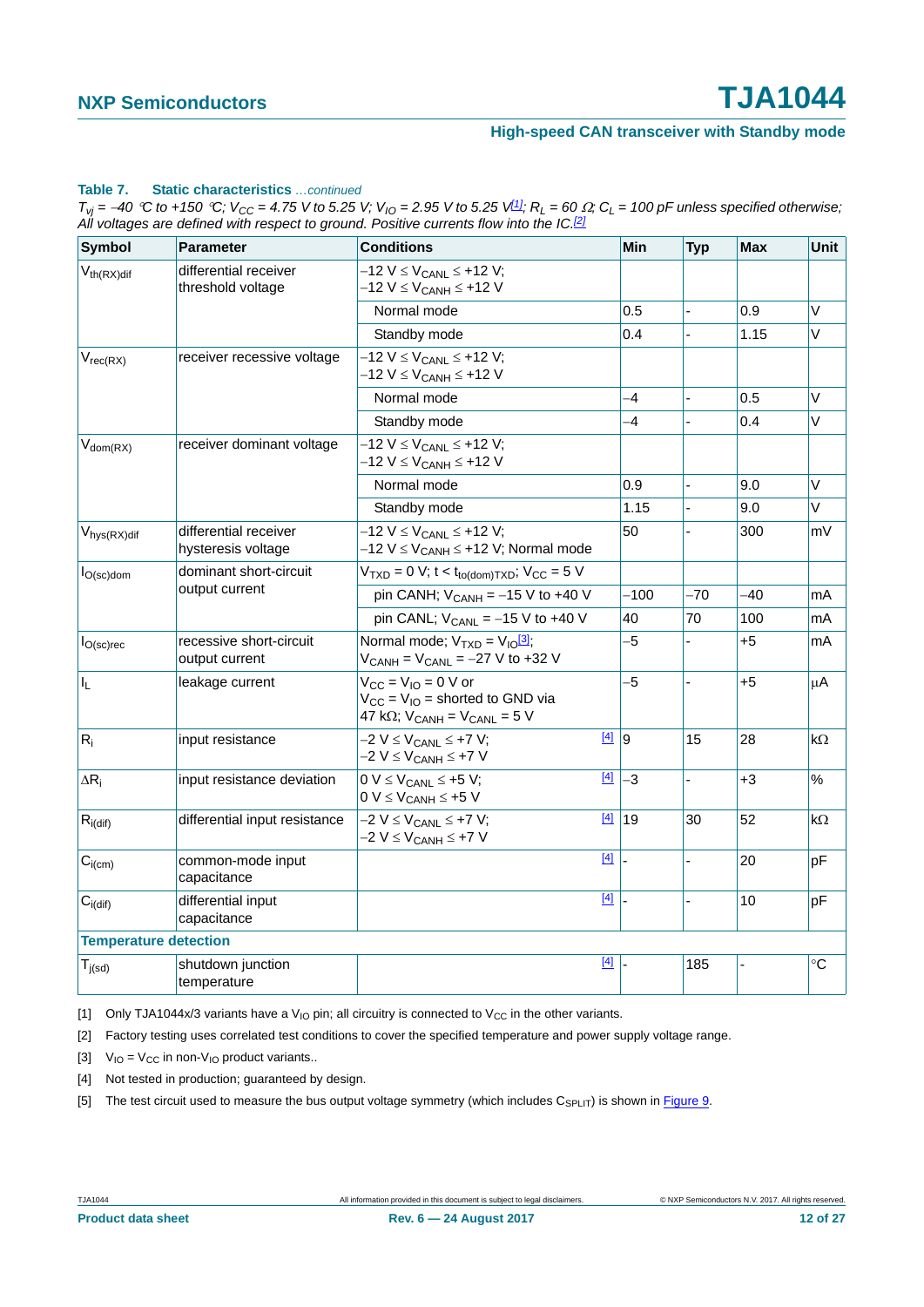**Table 7. Static characteristics** *...continued*

*$T_{vj}$ = −40 °C to +150 °C; $V_{CC}$ = 4.75 V to 5.25 V; $V_{IO}$ = 2.95 V to 5.25 V[1]; $R_L$ = 60 Ω; $C_L$ = 100 pF unless specified otherwise; All voltages are defined with respect to ground. Positive currents flow into the IC.[2]*

| Symbol | Parameter | Conditions | | Min | Typ | Max | Unit |
|---|---|---|---|---|---|---|---|
| $V_{th(RX)dif}$ | differential receiver threshold voltage | −12 V ≤ $V_{CANL}$ ≤ +12 V; −12 V ≤ $V_{CANH}$ ≤ +12 V | | | | | |
| | | Normal mode | | 0.5 | - | 0.9 | V |
| | | Standby mode | | 0.4 | - | 1.15 | V |
| $V_{rec(RX)}$ | receiver recessive voltage | −12 V ≤ $V_{CANL}$ ≤ +12 V; −12 V ≤ $V_{CANH}$ ≤ +12 V | | | | | |
| | | Normal mode | | −4 | - | 0.5 | V |
| | | Standby mode | | −4 | - | 0.4 | V |
| $V_{dom(RX)}$ | receiver dominant voltage | −12 V ≤ $V_{CANL}$ ≤ +12 V; −12 V ≤ $V_{CANH}$ ≤ +12 V | | | | | |
| | | Normal mode | | 0.9 | - | 9.0 | V |
| | | Standby mode | | 1.15 | - | 9.0 | V |
| $V_{hys(RX)dif}$ | differential receiver hysteresis voltage | −12 V ≤ $V_{CANL}$ ≤ +12 V; −12 V ≤ $V_{CANH}$ ≤ +12 V; Normal mode | | 50 | - | 300 | mV |
| $I_{O(sc)dom}$ | dominant short-circuit output current | $V_{TXD}$ = 0 V; t < $t_{to(dom)TXD}$; $V_{CC}$ = 5 V | | | | | |
| | | pin CANH; $V_{CANH}$ = −15 V to +40 V | | −100 | −70 | −40 | mA |
| | | pin CANL; $V_{CANL}$ = −15 V to +40 V | | 40 | 70 | 100 | mA |
| $I_{O(sc)rec}$ | recessive short-circuit output current | Normal mode; $V_{TXD}$ = $V_{IO}$[3]; $V_{CANH}$ = $V_{CANL}$ = −27 V to +32 V | | −5 | - | +5 | mA |
| $I_L$ | leakage current | $V_{CC}$ = $V_{IO}$ = 0 V or $V_{CC}$ = $V_{IO}$ = shorted to GND via 47 kΩ; $V_{CANH}$ = $V_{CANL}$ = 5 V | | −5 | - | +5 | μA |
| $R_i$ | input resistance | −2 V ≤ $V_{CANL}$ ≤ +7 V; −2 V ≤ $V_{CANH}$ ≤ +7 V | [4] | 9 | 15 | 28 | kΩ |
| $\Delta R_i$ | input resistance deviation | 0 V ≤ $V_{CANL}$ ≤ +5 V; 0 V ≤ $V_{CANH}$ ≤ +5 V | [4] | −3 | - | +3 | % |
| $R_{i(dif)}$ | differential input resistance | −2 V ≤ $V_{CANL}$ ≤ +7 V; −2 V ≤ $V_{CANH}$ ≤ +7 V | [4] | 19 | 30 | 52 | kΩ |
| $C_{i(cm)}$ | common-mode input capacitance | | [4] | - | - | 20 | pF |
| $C_{i(dif)}$ | differential input capacitance | | [4] | - | - | 10 | pF |
| **Temperature detection** | | | | | | | |
| $T_{j(sd)}$ | shutdown junction temperature | | [4] | - | 185 | - | °C |

[1] Only TJA1044x/3 variants have a $V_{IO}$ pin; all circuitry is connected to $V_{CC}$ in the other variants.

[2] Factory testing uses correlated test conditions to cover the specified temperature and power supply voltage range.

[3] $V_{IO}$ = $V_{CC}$ in non-$V_{IO}$ product variants..

[4] Not tested in production; guaranteed by design.

[5] The test circuit used to measure the bus output voltage symmetry (which includes $C_{SPLIT}$) is shown in Figure 9.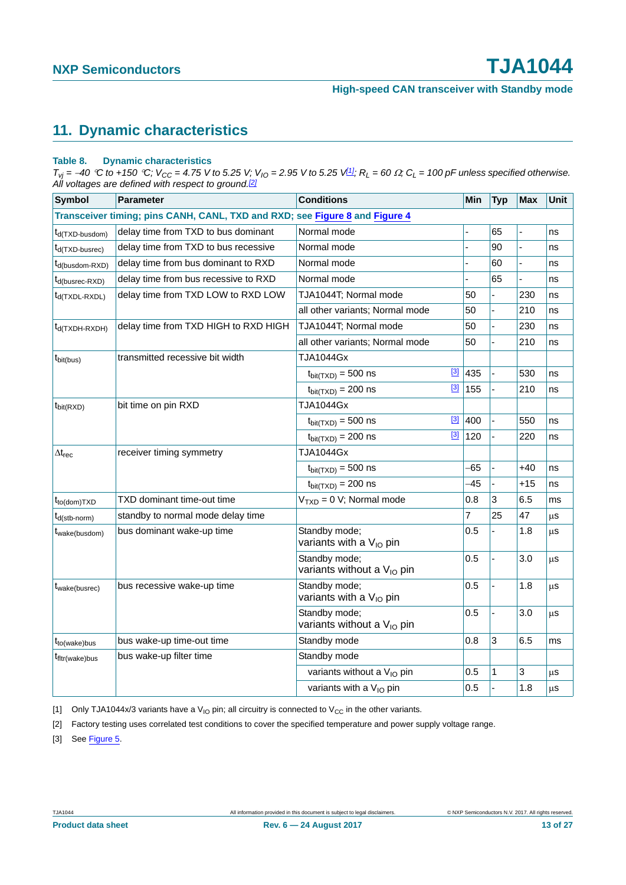## 11. Dynamic characteristics

**Table 8. Dynamic characteristics**

*$T_{vj}$ = −40 °C to +150 °C; $V_{CC}$ = 4.75 V to 5.25 V; $V_{IO}$ = 2.95 V to 5.25 V[1]; $R_L$ = 60 Ω; $C_L$ = 100 pF unless specified otherwise. All voltages are defined with respect to ground.[2]*

| Symbol | Parameter | Conditions | | Min | Typ | Max | Unit |
|---|---|---|---|---|---|---|---|
| **Transceiver timing; pins CANH, CANL, TXD and RXD; see Figure 8 and Figure 4** | | | | | | | |
| $t_{d(TXD-busdom)}$ | delay time from TXD to bus dominant | Normal mode | | - | 65 | - | ns |
| $t_{d(TXD-busrec)}$ | delay time from TXD to bus recessive | Normal mode | | - | 90 | - | ns |
| $t_{d(busdom-RXD)}$ | delay time from bus dominant to RXD | Normal mode | | - | 60 | - | ns |
| $t_{d(busrec-RXD)}$ | delay time from bus recessive to RXD | Normal mode | | - | 65 | - | ns |
| $t_{d(TXDL-RXDL)}$ | delay time from TXD LOW to RXD LOW | TJA1044T; Normal mode | | 50 | - | 230 | ns |
| | | all other variants; Normal mode | | 50 | - | 210 | ns |
| $t_{d(TXDH-RXDH)}$ | delay time from TXD HIGH to RXD HIGH | TJA1044T; Normal mode | | 50 | - | 230 | ns |
| | | all other variants; Normal mode | | 50 | - | 210 | ns |
| $t_{bit(bus)}$ | transmitted recessive bit width | TJA1044Gx | | | | | |
| | | $t_{bit(TXD)}$ = 500 ns | [3] | 435 | - | 530 | ns |
| | | $t_{bit(TXD)}$ = 200 ns | [3] | 155 | - | 210 | ns |
| $t_{bit(RXD)}$ | bit time on pin RXD | TJA1044Gx | | | | | |
| | | $t_{bit(TXD)}$ = 500 ns | [3] | 400 | - | 550 | ns |
| | | $t_{bit(TXD)}$ = 200 ns | [3] | 120 | - | 220 | ns |
| $\Delta t_{rec}$ | receiver timing symmetry | TJA1044Gx | | | | | |
| | | $t_{bit(TXD)}$ = 500 ns | | −65 | - | +40 | ns |
| | | $t_{bit(TXD)}$ = 200 ns | | −45 | - | +15 | ns |
| $t_{to(dom)TXD}$ | TXD dominant time-out time | $V_{TXD}$ = 0 V; Normal mode | | 0.8 | 3 | 6.5 | ms |
| $t_{d(stb-norm)}$ | standby to normal mode delay time | | | 7 | 25 | 47 | μs |
| $t_{wake(busdom)}$ | bus dominant wake-up time | Standby mode; variants with a $V_{IO}$ pin | | 0.5 | - | 1.8 | μs |
| | | Standby mode; variants without a $V_{IO}$ pin | | 0.5 | - | 3.0 | μs |
| $t_{wake(busrec)}$ | bus recessive wake-up time | Standby mode; variants with a $V_{IO}$ pin | | 0.5 | - | 1.8 | μs |
| | | Standby mode; variants without a $V_{IO}$ pin | | 0.5 | - | 3.0 | μs |
| $t_{to(wake)bus}$ | bus wake-up time-out time | Standby mode | | 0.8 | 3 | 6.5 | ms |
| $t_{fltr(wake)bus}$ | bus wake-up filter time | Standby mode | | | | | |
| | | variants without a $V_{IO}$ pin | | 0.5 | 1 | 3 | μs |
| | | variants with a $V_{IO}$ pin | | 0.5 | - | 1.8 | μs |

[1] Only TJA1044x/3 variants have a $V_{IO}$ pin; all circuitry is connected to $V_{CC}$ in the other variants.

[2] Factory testing uses correlated test conditions to cover the specified temperature and power supply voltage range.

[3] See Figure 5.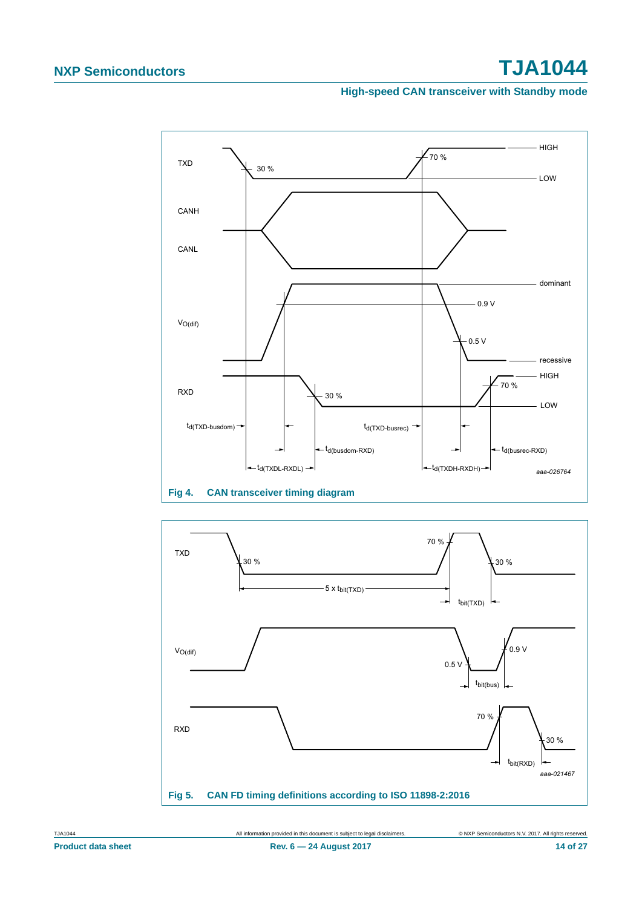**Fig 4. CAN transceiver timing diagram**

**Fig 5. CAN FD timing definitions according to ISO 11898-2:2016**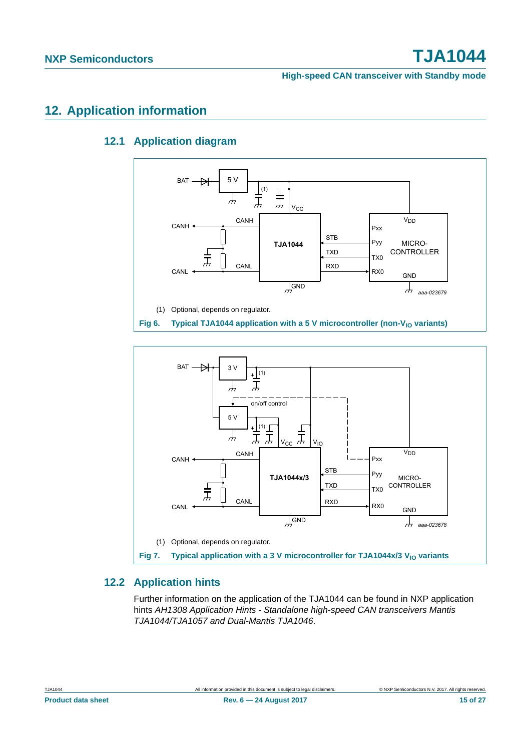## 12. Application information

### 12.1 Application diagram

(1) Optional, depends on regulator.

**Fig 6. Typical TJA1044 application with a 5 V microcontroller (non-$V_{IO}$ variants)**

(1) Optional, depends on regulator.

**Fig 7. Typical application with a 3 V microcontroller for TJA1044x/3 $V_{IO}$ variants**

### 12.2 Application hints

Further information on the application of the TJA1044 can be found in NXP application hints *AH1308 Application Hints - Standalone high-speed CAN transceivers Mantis TJA1044/TJA1057 and Dual-Mantis TJA1046*.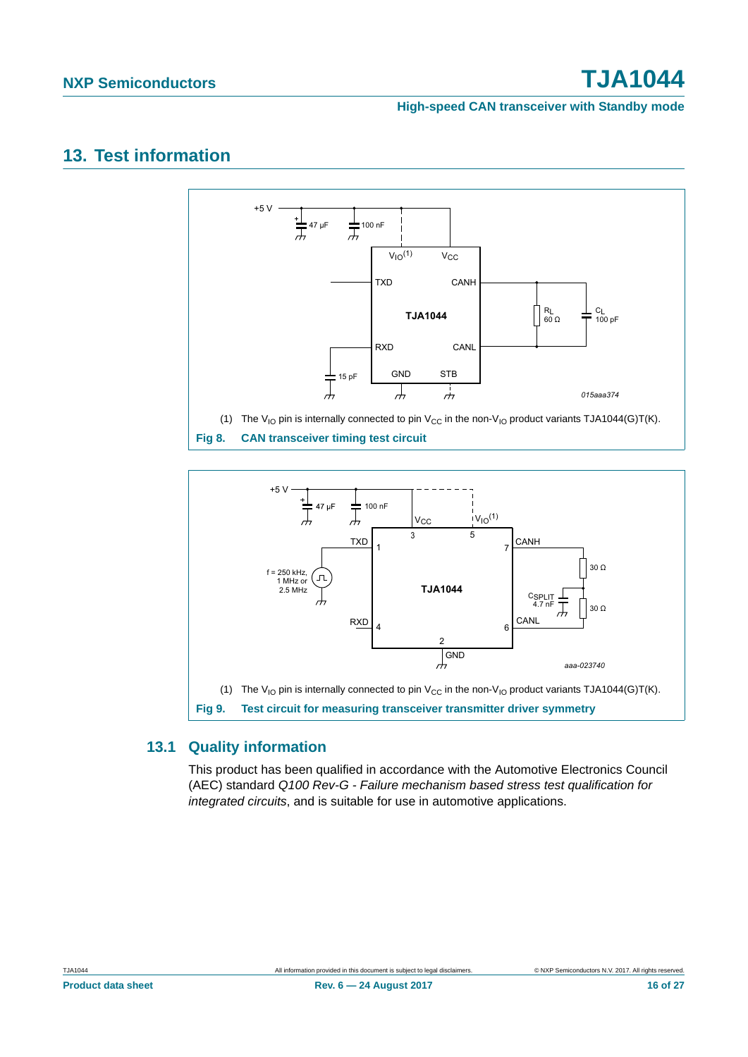## 13. Test information

(1) The $V_{IO}$ pin is internally connected to pin $V_{CC}$ in the non-$V_{IO}$ product variants TJA1044(G)T(K).

**Fig 8. CAN transceiver timing test circuit**

(1) The $V_{IO}$ pin is internally connected to pin $V_{CC}$ in the non-$V_{IO}$ product variants TJA1044(G)T(K).

**Fig 9. Test circuit for measuring transceiver transmitter driver symmetry**

### 13.1 Quality information

This product has been qualified in accordance with the Automotive Electronics Council (AEC) standard *Q100 Rev-G - Failure mechanism based stress test qualification for integrated circuits*, and is suitable for use in automotive applications.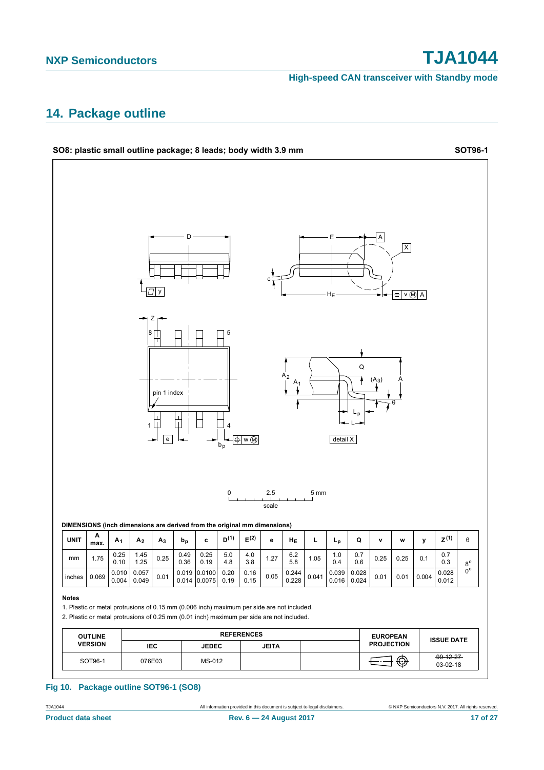## 14. Package outline

**SO8: plastic small outline package; 8 leads; body width 3.9 mm** **SOT96-1**

**DIMENSIONS (inch dimensions are derived from the original mm dimensions)**

| UNIT | A max. | $A_1$ | $A_2$ | $A_3$ | $b_p$ | c | $D^{(1)}$ | $E^{(2)}$ | e | $H_E$ | L | $L_p$ | Q | v | w | y | $Z^{(1)}$ | θ |
|---|---|---|---|---|---|---|---|---|---|---|---|---|---|---|---|---|---|---|
| mm | 1.75 | 0.25 0.10 | 1.45 1.25 | 0.25 | 0.49 0.36 | 0.25 0.19 | 5.0 4.8 | 4.0 3.8 | 1.27 | 6.2 5.8 | 1.05 | 1.0 0.4 | 0.7 0.6 | 0.25 | 0.25 | 0.1 | 0.7 0.3 | 8° 0° |
| inches | 0.069 | 0.010 0.004 | 0.057 0.049 | 0.01 | 0.019 0.014 | 0.0100 0.0075 | 0.20 0.19 | 0.16 0.15 | 0.05 | 0.244 0.228 | 0.041 | 0.039 0.016 | 0.028 0.024 | 0.01 | 0.01 | 0.004 | 0.028 0.012 | |

**Notes**

1. Plastic or metal protrusions of 0.15 mm (0.006 inch) maximum per side are not included.
2. Plastic or metal protrusions of 0.25 mm (0.01 inch) maximum per side are not included.

| OUTLINE VERSION | REFERENCES | | | | EUROPEAN PROJECTION | ISSUE DATE |
|---|---|---|---|---|---|---|
| | IEC | JEDEC | JEITA | | | |
| SOT96-1 | 076E03 | MS-012 | | | | ~~99-12-27~~ 03-02-18 |

**Fig 10. Package outline SOT96-1 (SO8)**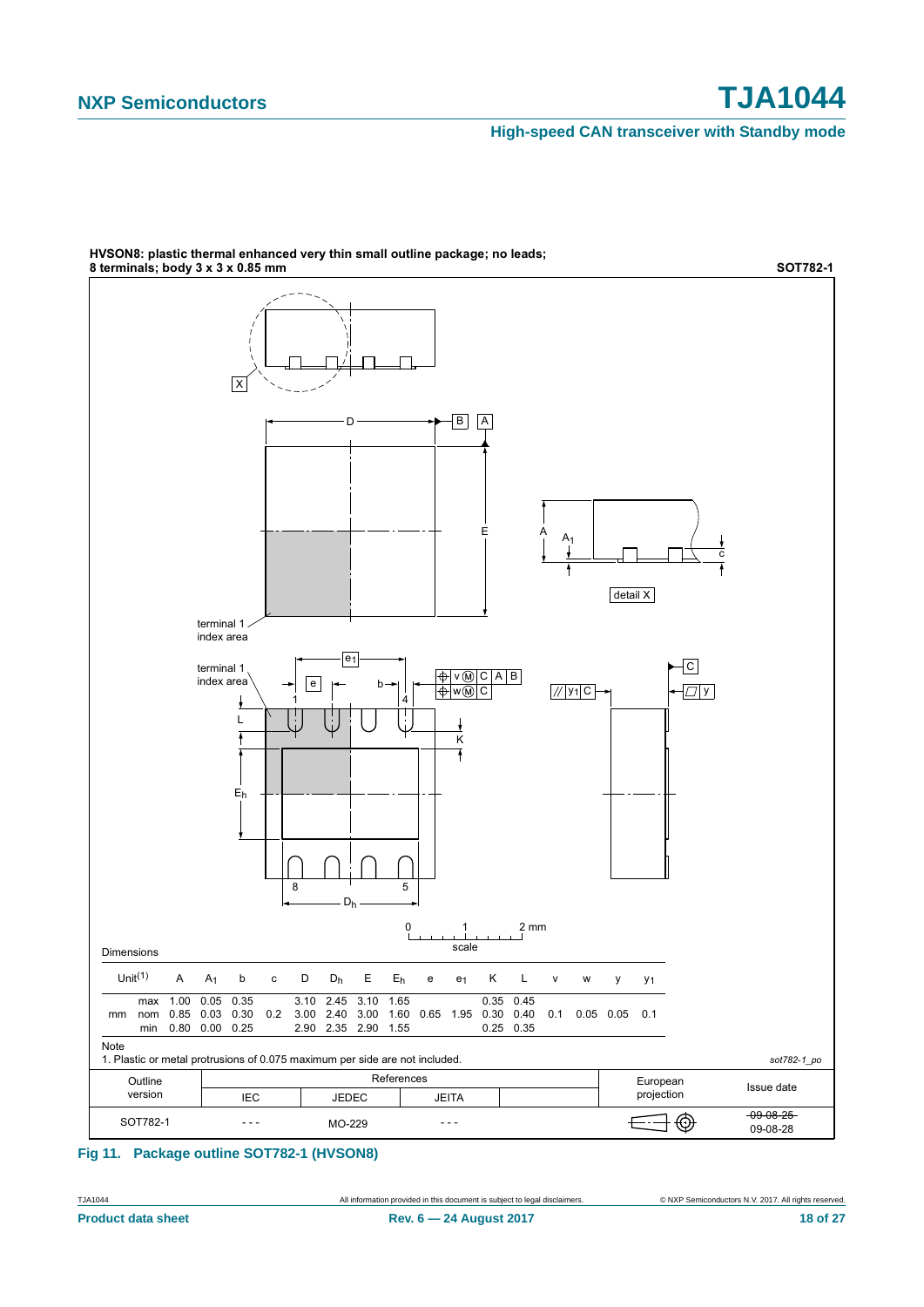**HVSON8: plastic thermal enhanced very thin small outline package; no leads; 8 terminals; body 3 x 3 x 0.85 mm** **SOT782-1**

Dimensions

| Unit[(1)] | | A | $A_1$ | b | c | D | $D_h$ | E | $E_h$ | e | $e_1$ | K | L | v | w | y | $y_1$ |
|---|---|---|---|---|---|---|---|---|---|---|---|---|---|---|---|---|---|
| mm | max | 1.00 | 0.05 | 0.35 | | 3.10 | 2.45 | 3.10 | 1.65 | | | 0.35 | 0.45 | | | | |
| | nom | 0.85 | 0.03 | 0.30 | 0.2 | 3.00 | 2.40 | 3.00 | 1.60 | 0.65 | 1.95 | 0.30 | 0.40 | 0.1 | 0.05 | 0.05 | 0.1 |
| | min | 0.80 | 0.00 | 0.25 | | 2.90 | 2.35 | 2.90 | 1.55 | | | 0.25 | 0.35 | | | | |

Note

1. Plastic or metal protrusions of 0.075 maximum per side are not included.

*sot782-1_po*

| Outline version | References | | | | European projection | Issue date |
|---|---|---|---|---|---|---|
| | IEC | JEDEC | JEITA | | | |
| SOT782-1 | - - - | MO-229 | - - - | | | ~~09-08-25~~ 09-08-28 |

**Fig 11. Package outline SOT782-1 (HVSON8)**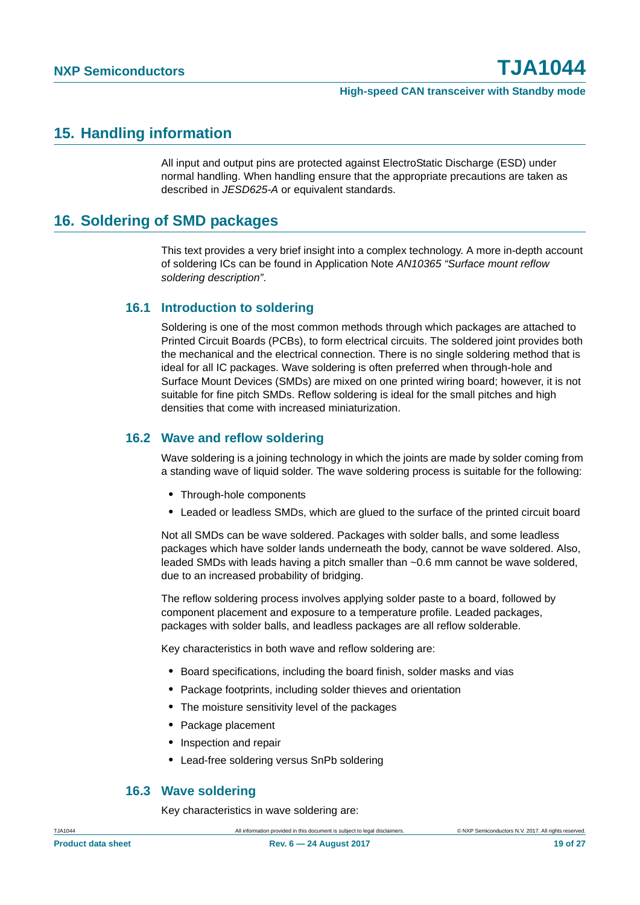## 15. Handling information

All input and output pins are protected against ElectroStatic Discharge (ESD) under normal handling. When handling ensure that the appropriate precautions are taken as described in *JESD625-A* or equivalent standards.

## 16. Soldering of SMD packages

This text provides a very brief insight into a complex technology. A more in-depth account of soldering ICs can be found in Application Note *AN10365 "Surface mount reflow soldering description"*.

### 16.1 Introduction to soldering

Soldering is one of the most common methods through which packages are attached to Printed Circuit Boards (PCBs), to form electrical circuits. The soldered joint provides both the mechanical and the electrical connection. There is no single soldering method that is ideal for all IC packages. Wave soldering is often preferred when through-hole and Surface Mount Devices (SMDs) are mixed on one printed wiring board; however, it is not suitable for fine pitch SMDs. Reflow soldering is ideal for the small pitches and high densities that come with increased miniaturization.

### 16.2 Wave and reflow soldering

Wave soldering is a joining technology in which the joints are made by solder coming from a standing wave of liquid solder. The wave soldering process is suitable for the following:

- Through-hole components
- Leaded or leadless SMDs, which are glued to the surface of the printed circuit board

Not all SMDs can be wave soldered. Packages with solder balls, and some leadless packages which have solder lands underneath the body, cannot be wave soldered. Also, leaded SMDs with leads having a pitch smaller than ~0.6 mm cannot be wave soldered, due to an increased probability of bridging.

The reflow soldering process involves applying solder paste to a board, followed by component placement and exposure to a temperature profile. Leaded packages, packages with solder balls, and leadless packages are all reflow solderable.

Key characteristics in both wave and reflow soldering are:

- Board specifications, including the board finish, solder masks and vias
- Package footprints, including solder thieves and orientation
- The moisture sensitivity level of the packages
- Package placement
- Inspection and repair
- Lead-free soldering versus SnPb soldering

### 16.3 Wave soldering

Key characteristics in wave soldering are: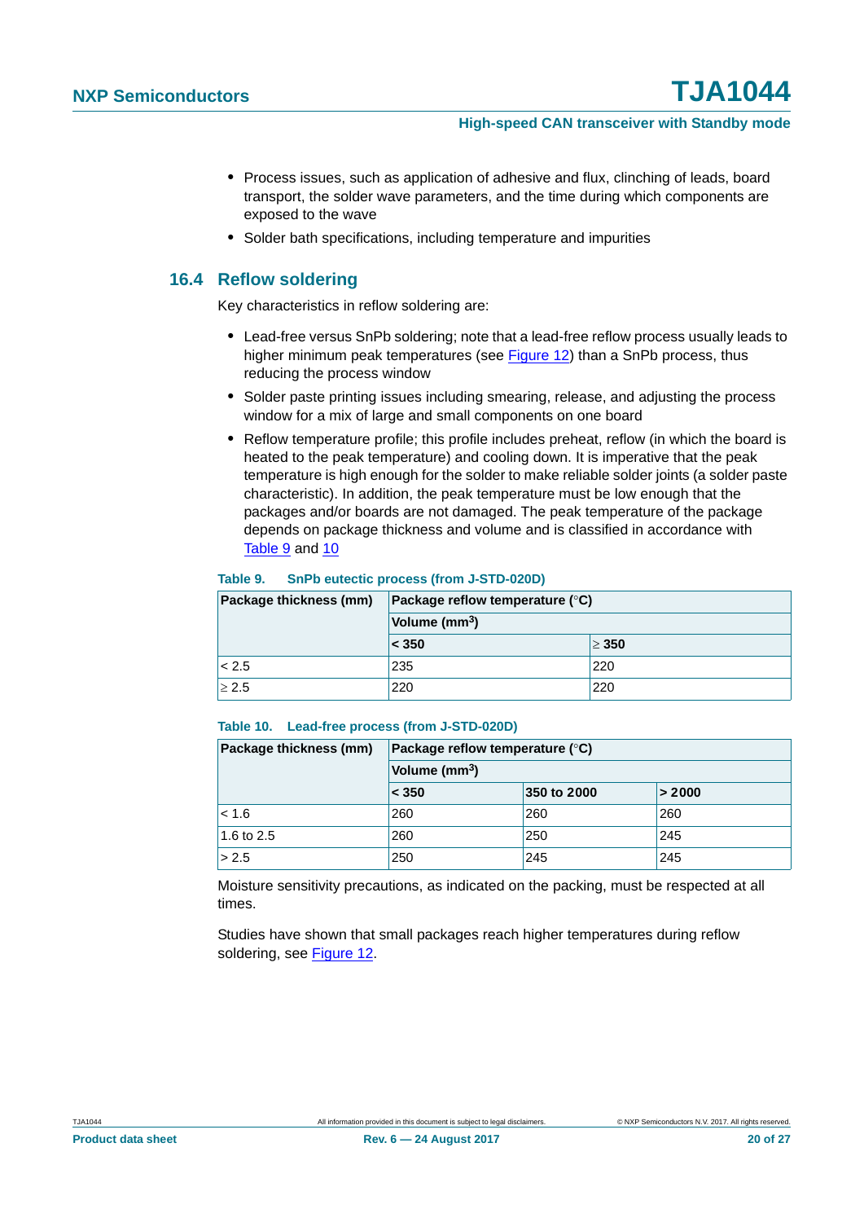- Process issues, such as application of adhesive and flux, clinching of leads, board transport, the solder wave parameters, and the time during which components are exposed to the wave
- Solder bath specifications, including temperature and impurities

## 16.4 Reflow soldering

Key characteristics in reflow soldering are:

- Lead-free versus SnPb soldering; note that a lead-free reflow process usually leads to higher minimum peak temperatures (see Figure 12) than a SnPb process, thus reducing the process window
- Solder paste printing issues including smearing, release, and adjusting the process window for a mix of large and small components on one board
- Reflow temperature profile; this profile includes preheat, reflow (in which the board is heated to the peak temperature) and cooling down. It is imperative that the peak temperature is high enough for the solder to make reliable solder joints (a solder paste characteristic). In addition, the peak temperature must be low enough that the packages and/or boards are not damaged. The peak temperature of the package depends on package thickness and volume and is classified in accordance with Table 9 and 10

**Table 9. SnPb eutectic process (from J-STD-020D)**

| Package thickness (mm) | Package reflow temperature (°C) | |
|---|---|---|
| | Volume ($mm^3$) | |
| | < 350 | ≥ 350 |
| < 2.5 | 235 | 220 |
| ≥ 2.5 | 220 | 220 |

**Table 10. Lead-free process (from J-STD-020D)**

| Package thickness (mm) | Package reflow temperature (°C) | | |
|---|---|---|---|
| | Volume ($mm^3$) | | |
| | < 350 | 350 to 2000 | > 2000 |
| < 1.6 | 260 | 260 | 260 |
| 1.6 to 2.5 | 260 | 250 | 245 |
| > 2.5 | 250 | 245 | 245 |

Moisture sensitivity precautions, as indicated on the packing, must be respected at all times.

Studies have shown that small packages reach higher temperatures during reflow soldering, see Figure 12.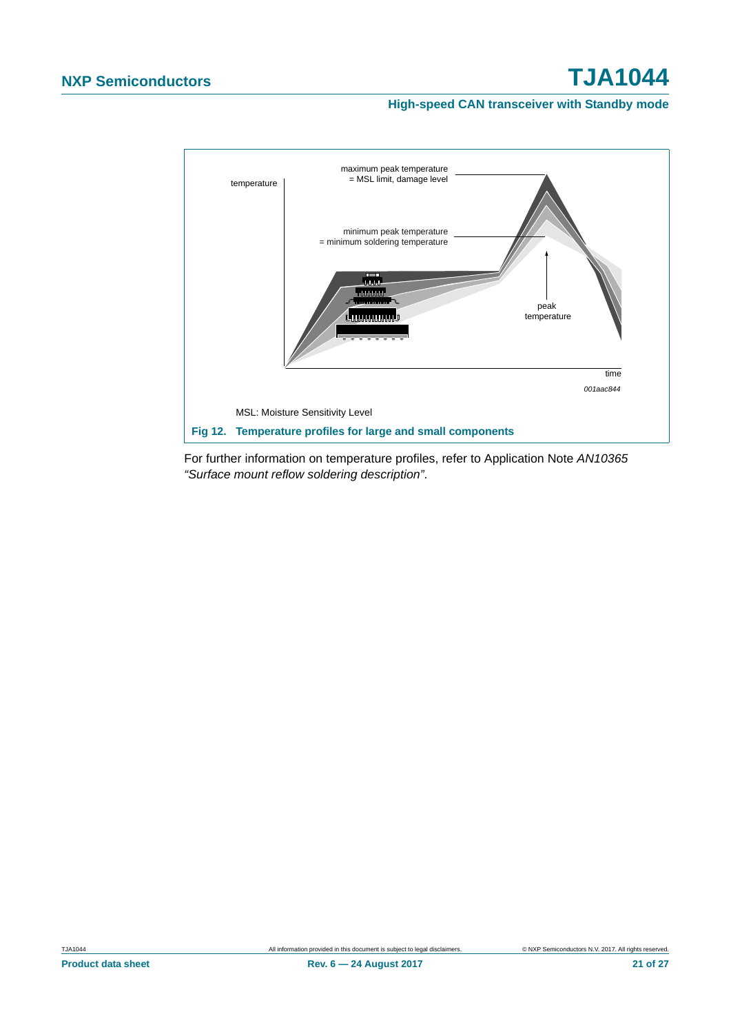MSL: Moisture Sensitivity Level

**Fig 12. Temperature profiles for large and small components**

For further information on temperature profiles, refer to Application Note *AN10365 "Surface mount reflow soldering description"*.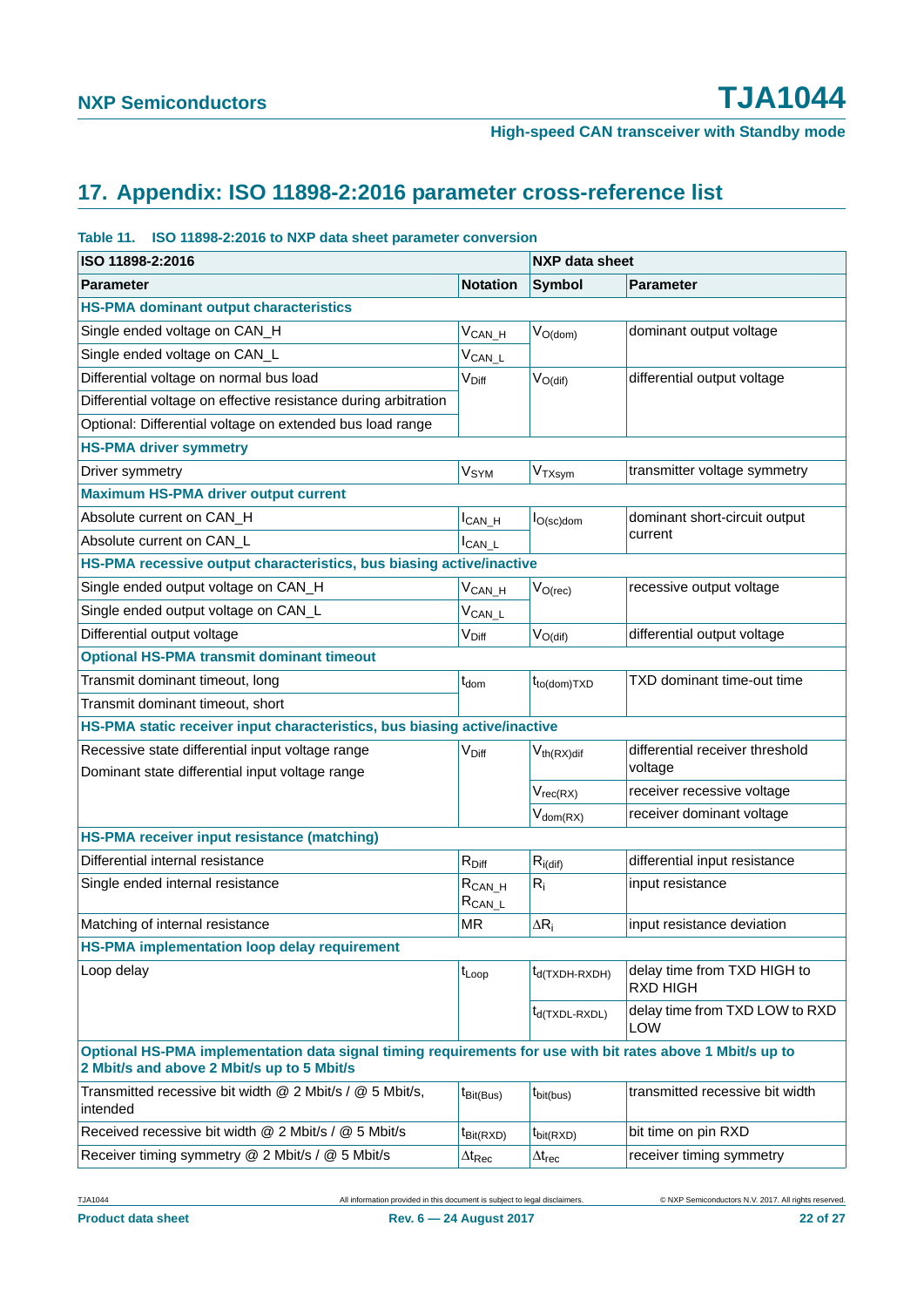## 17. Appendix: ISO 11898-2:2016 parameter cross-reference list

**Table 11. ISO 11898-2:2016 to NXP data sheet parameter conversion**

| ISO 11898-2:2016 | | NXP data sheet | |
|---|---|---|---|
| **Parameter** | **Notation** | **Symbol** | **Parameter** |
| **HS-PMA dominant output characteristics** | | | |
| Single ended voltage on CAN_H | $V_{CAN\_H}$ | $V_{O(dom)}$ | dominant output voltage |
| Single ended voltage on CAN_L | $V_{CAN\_L}$ | | |
| Differential voltage on normal bus load | $V_{Diff}$ | $V_{O(dif)}$ | differential output voltage |
| Differential voltage on effective resistance during arbitration | | | |
| Optional: Differential voltage on extended bus load range | | | |
| **HS-PMA driver symmetry** | | | |
| Driver symmetry | $V_{SYM}$ | $V_{TXsym}$ | transmitter voltage symmetry |
| **Maximum HS-PMA driver output current** | | | |
| Absolute current on CAN_H | $I_{CAN\_H}$ | $I_{O(sc)dom}$ | dominant short-circuit output current |
| Absolute current on CAN_L | $I_{CAN\_L}$ | | |
| **HS-PMA recessive output characteristics, bus biasing active/inactive** | | | |
| Single ended output voltage on CAN_H | $V_{CAN\_H}$ | $V_{O(rec)}$ | recessive output voltage |
| Single ended output voltage on CAN_L | $V_{CAN\_L}$ | | |
| Differential output voltage | $V_{Diff}$ | $V_{O(dif)}$ | differential output voltage |
| **Optional HS-PMA transmit dominant timeout** | | | |
| Transmit dominant timeout, long | $t_{dom}$ | $t_{to(dom)TXD}$ | TXD dominant time-out time |
| Transmit dominant timeout, short | | | |
| **HS-PMA static receiver input characteristics, bus biasing active/inactive** | | | |
| Recessive state differential input voltage range<br>Dominant state differential input voltage range | $V_{Diff}$ | $V_{th(RX)dif}$ | differential receiver threshold voltage |
| | | $V_{rec(RX)}$ | receiver recessive voltage |
| | | $V_{dom(RX)}$ | receiver dominant voltage |
| **HS-PMA receiver input resistance (matching)** | | | |
| Differential internal resistance | $R_{Diff}$ | $R_{i(dif)}$ | differential input resistance |
| Single ended internal resistance | $R_{CAN\_H}$<br>$R_{CAN\_L}$ | $R_i$ | input resistance |
| Matching of internal resistance | MR | $\Delta R_i$ | input resistance deviation |
| **HS-PMA implementation loop delay requirement** | | | |
| Loop delay | $t_{Loop}$ | $t_{d(TXDH-RXDH)}$ | delay time from TXD HIGH to RXD HIGH |
| | | $t_{d(TXDL-RXDL)}$ | delay time from TXD LOW to RXD LOW |
| **Optional HS-PMA implementation data signal timing requirements for use with bit rates above 1 Mbit/s up to 2 Mbit/s and above 2 Mbit/s up to 5 Mbit/s** | | | |
| Transmitted recessive bit width @ 2 Mbit/s / @ 5 Mbit/s, intended | $t_{Bit(Bus)}$ | $t_{bit(bus)}$ | transmitted recessive bit width |
| Received recessive bit width @ 2 Mbit/s / @ 5 Mbit/s | $t_{Bit(RXD)}$ | $t_{bit(RXD)}$ | bit time on pin RXD |
| Receiver timing symmetry @ 2 Mbit/s / @ 5 Mbit/s | $\Delta t_{Rec}$ | $\Delta t_{rec}$ | receiver timing symmetry |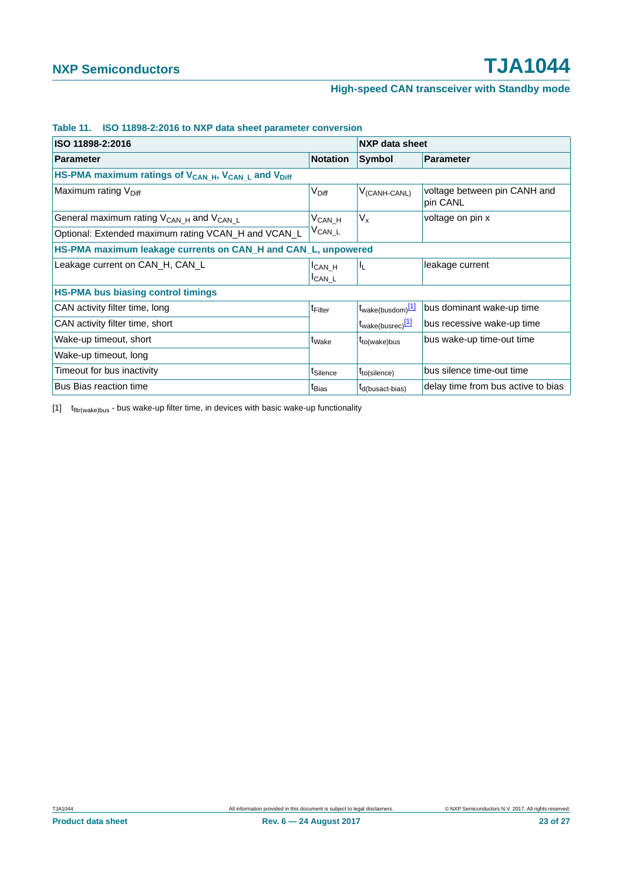**Table 11. ISO 11898-2:2016 to NXP data sheet parameter conversion**

| ISO 11898-2:2016 | | NXP data sheet | |
|---|---|---|---|
| **Parameter** | **Notation** | **Symbol** | **Parameter** |
| **HS-PMA maximum ratings of $V_{CAN\_H}$, $V_{CAN\_L}$ and $V_{Diff}$** | | | |
| Maximum rating $V_{Diff}$ | $V_{Diff}$ | $V_{(CANH-CANL)}$ | voltage between pin CANH and pin CANL |
| General maximum rating $V_{CAN\_H}$ and $V_{CAN\_L}$ | $V_{CAN\_H}$ $V_{CAN\_L}$ | $V_x$ | voltage on pin x |
| Optional: Extended maximum rating VCAN_H and VCAN_L | | | |
| **HS-PMA maximum leakage currents on CAN_H and CAN_L, unpowered** | | | |
| Leakage current on CAN_H, CAN_L | $I_{CAN\_H}$ $I_{CAN\_L}$ | $I_L$ | leakage current |
| **HS-PMA bus biasing control timings** | | | |
| CAN activity filter time, long | $t_{Filter}$ | $t_{wake(busdom)}$[1] | bus dominant wake-up time |
| CAN activity filter time, short | | $t_{wake(busrec)}$[1] | bus recessive wake-up time |
| Wake-up timeout, short | $t_{Wake}$ | $t_{to(wake)bus}$ | bus wake-up time-out time |
| Wake-up timeout, long | | | |
| Timeout for bus inactivity | $t_{Silence}$ | $t_{to(silence)}$ | bus silence time-out time |
| Bus Bias reaction time | $t_{Bias}$ | $t_{d(busact-bias)}$ | delay time from bus active to bias |

[1] $t_{fltr(wake)bus}$ - bus wake-up filter time, in devices with basic wake-up functionality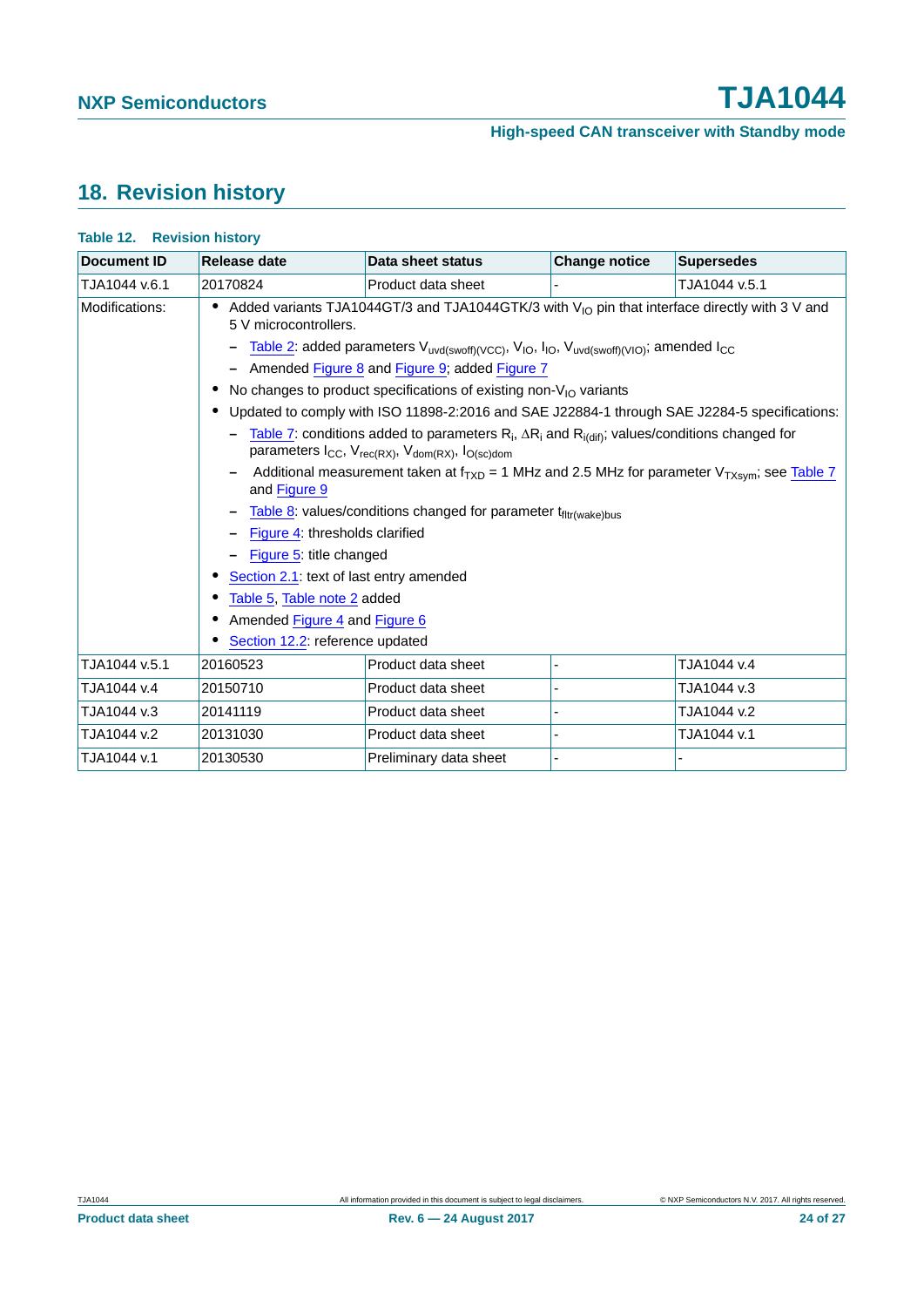## 18. Revision history

**Table 12. Revision history**

| Document ID | Release date | Data sheet status | Change notice | Supersedes |
|---|---|---|---|---|
| TJA1044 v.6.1 | 20170824 | Product data sheet | - | TJA1044 v.5.1 |
| Modifications: | • Added variants TJA1044GT/3 and TJA1044GTK/3 with $V_{IO}$ pin that interface directly with 3 V and 5 V microcontrollers.<br>– Table 2: added parameters $V_{uvd(swoff)(VCC)}$, $V_{IO}$, $I_{IO}$, $V_{uvd(swoff)(VIO)}$; amended $I_{CC}$<br>– Amended Figure 8 and Figure 9; added Figure 7<br>• No changes to product specifications of existing non-$V_{IO}$ variants<br>• Updated to comply with ISO 11898-2:2016 and SAE J22884-1 through SAE J2284-5 specifications:<br>– Table 7: conditions added to parameters $R_i$, $\Delta R_i$ and $R_{i(dif)}$; values/conditions changed for parameters $I_{CC}$, $V_{rec(RX)}$, $V_{dom(RX)}$, $I_{O(sc)dom}$<br>– Additional measurement taken at $f_{TXD}$ = 1 MHz and 2.5 MHz for parameter $V_{TXsym}$; see Table 7 and Figure 9<br>– Table 8: values/conditions changed for parameter $t_{fltr(wake)bus}$<br>– Figure 4: thresholds clarified<br>– Figure 5: title changed<br>• Section 2.1: text of last entry amended<br>• Table 5, Table note 2 added<br>• Amended Figure 4 and Figure 6<br>• Section 12.2: reference updated | | | |
| TJA1044 v.5.1 | 20160523 | Product data sheet | - | TJA1044 v.4 |
| TJA1044 v.4 | 20150710 | Product data sheet | - | TJA1044 v.3 |
| TJA1044 v.3 | 20141119 | Product data sheet | - | TJA1044 v.2 |
| TJA1044 v.2 | 20131030 | Product data sheet | - | TJA1044 v.1 |
| TJA1044 v.1 | 20130530 | Preliminary data sheet | - | - |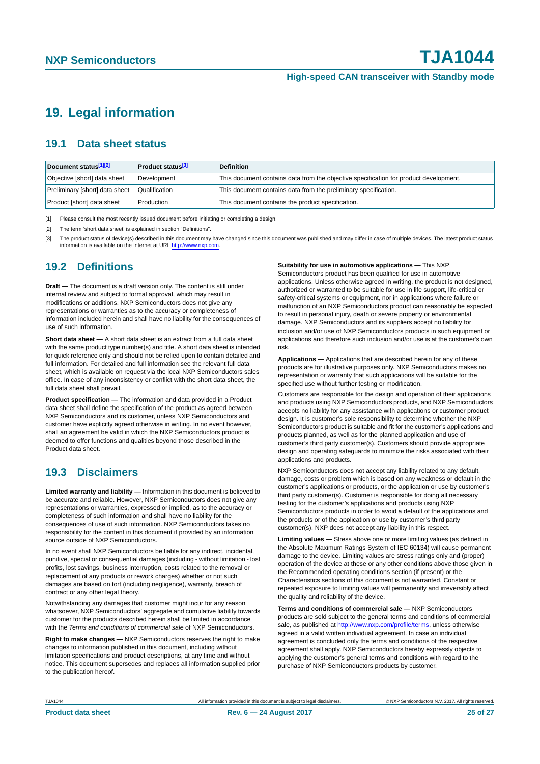# 19. Legal information

## 19.1 Data sheet status

| Document status[1][2] | Product status[3] | Definition |
|---|---|---|
| Objective [short] data sheet | Development | This document contains data from the objective specification for product development. |
| Preliminary [short] data sheet | Qualification | This document contains data from the preliminary specification. |
| Product [short] data sheet | Production | This document contains the product specification. |

[1] Please consult the most recently issued document before initiating or completing a design.

[2] The term 'short data sheet' is explained in section "Definitions".

[3] The product status of device(s) described in this document may have changed since this document was published and may differ in case of multiple devices. The latest product status information is available on the Internet at URL http://www.nxp.com.

## 19.2 Definitions

**Draft —** The document is a draft version only. The content is still under internal review and subject to formal approval, which may result in modifications or additions. NXP Semiconductors does not give any representations or warranties as to the accuracy or completeness of information included herein and shall have no liability for the consequences of use of such information.

**Short data sheet —** A short data sheet is an extract from a full data sheet with the same product type number(s) and title. A short data sheet is intended for quick reference only and should not be relied upon to contain detailed and full information. For detailed and full information see the relevant full data sheet, which is available on request via the local NXP Semiconductors sales office. In case of any inconsistency or conflict with the short data sheet, the full data sheet shall prevail.

**Product specification —** The information and data provided in a Product data sheet shall define the specification of the product as agreed between NXP Semiconductors and its customer, unless NXP Semiconductors and customer have explicitly agreed otherwise in writing. In no event however, shall an agreement be valid in which the NXP Semiconductors product is deemed to offer functions and qualities beyond those described in the Product data sheet.

## 19.3 Disclaimers

**Limited warranty and liability —** Information in this document is believed to be accurate and reliable. However, NXP Semiconductors does not give any representations or warranties, expressed or implied, as to the accuracy or completeness of such information and shall have no liability for the consequences of use of such information. NXP Semiconductors takes no responsibility for the content in this document if provided by an information source outside of NXP Semiconductors.

In no event shall NXP Semiconductors be liable for any indirect, incidental, punitive, special or consequential damages (including - without limitation - lost profits, lost savings, business interruption, costs related to the removal or replacement of any products or rework charges) whether or not such damages are based on tort (including negligence), warranty, breach of contract or any other legal theory.

Notwithstanding any damages that customer might incur for any reason whatsoever, NXP Semiconductors' aggregate and cumulative liability towards customer for the products described herein shall be limited in accordance with the *Terms and conditions of commercial sale* of NXP Semiconductors.

**Right to make changes —** NXP Semiconductors reserves the right to make changes to information published in this document, including without limitation specifications and product descriptions, at any time and without notice. This document supersedes and replaces all information supplied prior to the publication hereof.

**Suitability for use in automotive applications —** This NXP Semiconductors product has been qualified for use in automotive applications. Unless otherwise agreed in writing, the product is not designed, authorized or warranted to be suitable for use in life support, life-critical or safety-critical systems or equipment, nor in applications where failure or malfunction of an NXP Semiconductors product can reasonably be expected to result in personal injury, death or severe property or environmental damage. NXP Semiconductors and its suppliers accept no liability for inclusion and/or use of NXP Semiconductors products in such equipment or applications and therefore such inclusion and/or use is at the customer's own risk.

**Applications —** Applications that are described herein for any of these products are for illustrative purposes only. NXP Semiconductors makes no representation or warranty that such applications will be suitable for the specified use without further testing or modification.

Customers are responsible for the design and operation of their applications and products using NXP Semiconductors products, and NXP Semiconductors accepts no liability for any assistance with applications or customer product design. It is customer's sole responsibility to determine whether the NXP Semiconductors product is suitable and fit for the customer's applications and products planned, as well as for the planned application and use of customer's third party customer(s). Customers should provide appropriate design and operating safeguards to minimize the risks associated with their applications and products.

NXP Semiconductors does not accept any liability related to any default, damage, costs or problem which is based on any weakness or default in the customer's applications or products, or the application or use by customer's third party customer(s). Customer is responsible for doing all necessary testing for the customer's applications and products using NXP Semiconductors products in order to avoid a default of the applications and the products or of the application or use by customer's third party customer(s). NXP does not accept any liability in this respect.

**Limiting values —** Stress above one or more limiting values (as defined in the Absolute Maximum Ratings System of IEC 60134) will cause permanent damage to the device. Limiting values are stress ratings only and (proper) operation of the device at these or any other conditions above those given in the Recommended operating conditions section (if present) or the Characteristics sections of this document is not warranted. Constant or repeated exposure to limiting values will permanently and irreversibly affect the quality and reliability of the device.

**Terms and conditions of commercial sale —** NXP Semiconductors products are sold subject to the general terms and conditions of commercial sale, as published at http://www.nxp.com/profile/terms, unless otherwise agreed in a valid written individual agreement. In case an individual agreement is concluded only the terms and conditions of the respective agreement shall apply. NXP Semiconductors hereby expressly objects to applying the customer's general terms and conditions with regard to the purchase of NXP Semiconductors products by customer.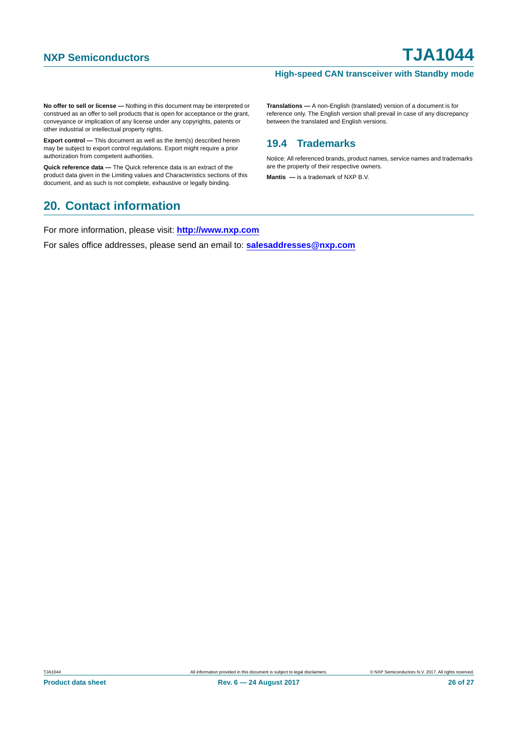**No offer to sell or license —** Nothing in this document may be interpreted or construed as an offer to sell products that is open for acceptance or the grant, conveyance or implication of any license under any copyrights, patents or other industrial or intellectual property rights.

**Export control —** This document as well as the item(s) described herein may be subject to export control regulations. Export might require a prior authorization from competent authorities.

**Quick reference data —** The Quick reference data is an extract of the product data given in the Limiting values and Characteristics sections of this document, and as such is not complete, exhaustive or legally binding.

**Translations —** A non-English (translated) version of a document is for reference only. The English version shall prevail in case of any discrepancy between the translated and English versions.

### 19.4 Trademarks

Notice: All referenced brands, product names, service names and trademarks are the property of their respective owners.

**Mantis —** is a trademark of NXP B.V.

## 20. Contact information

For more information, please visit: **http://www.nxp.com**

For sales office addresses, please send an email to: **salesaddresses@nxp.com**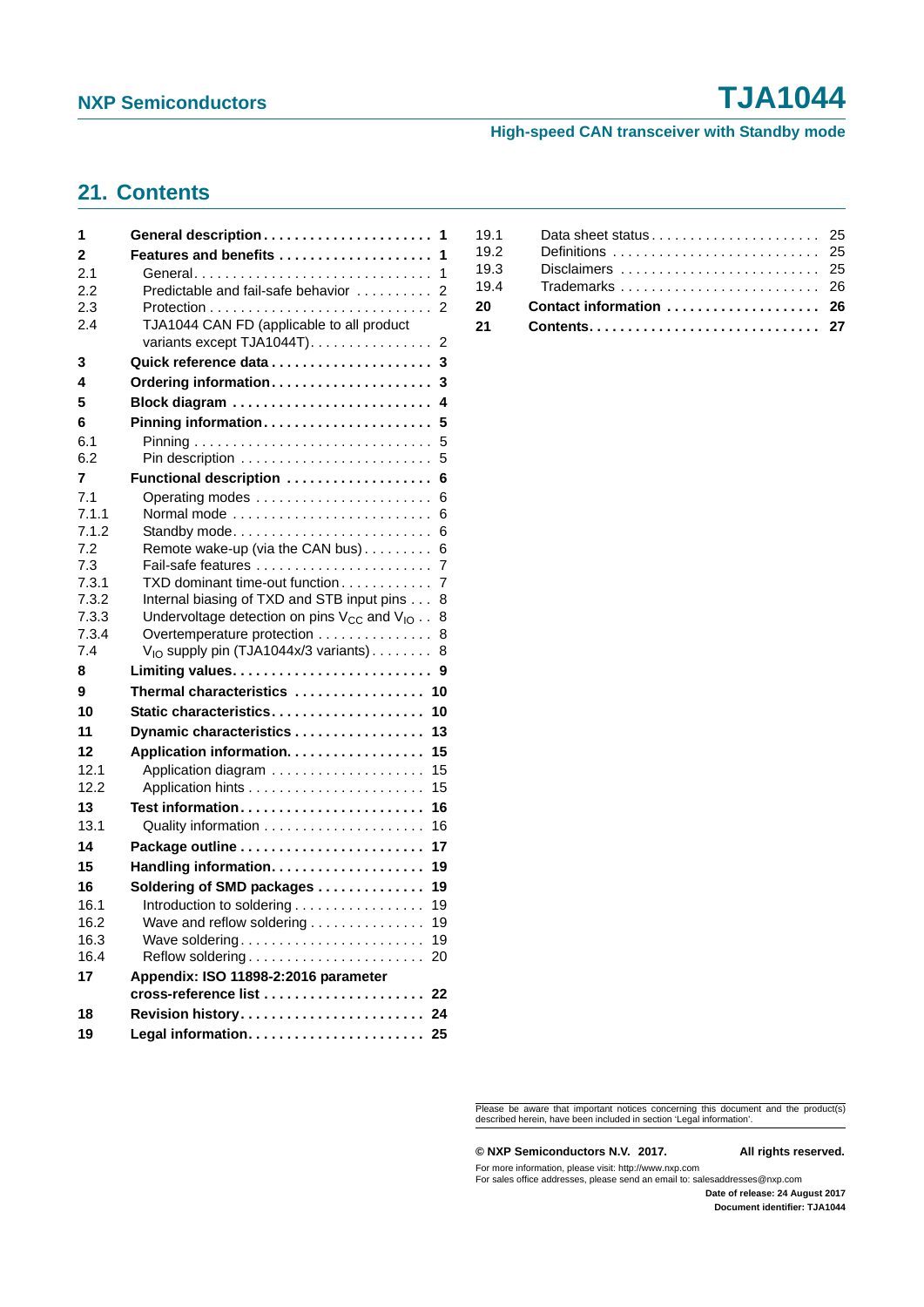## 21. Contents

| | | |
|---|---|---|
| **1** | **General description** | **1** |
| **2** | **Features and benefits** | **1** |
| 2.1 | General | 1 |
| 2.2 | Predictable and fail-safe behavior | 2 |
| 2.3 | Protection | 2 |
| 2.4 | TJA1044 CAN FD (applicable to all product variants except TJA1044T) | 2 |
| **3** | **Quick reference data** | **3** |
| **4** | **Ordering information** | **3** |
| **5** | **Block diagram** | **4** |
| **6** | **Pinning information** | **5** |
| 6.1 | Pinning | 5 |
| 6.2 | Pin description | 5 |
| **7** | **Functional description** | **6** |
| 7.1 | Operating modes | 6 |
| 7.1.1 | Normal mode | 6 |
| 7.1.2 | Standby mode | 6 |
| 7.2 | Remote wake-up (via the CAN bus) | 6 |
| 7.3 | Fail-safe features | 7 |
| 7.3.1 | TXD dominant time-out function | 7 |
| 7.3.2 | Internal biasing of TXD and STB input pins | 8 |
| 7.3.3 | Undervoltage detection on pins $V_{CC}$ and $V_{IO}$ | 8 |
| 7.3.4 | Overtemperature protection | 8 |
| 7.4 | $V_{IO}$ supply pin (TJA1044x/3 variants) | 8 |
| **8** | **Limiting values** | **9** |
| **9** | **Thermal characteristics** | **10** |
| **10** | **Static characteristics** | **10** |
| **11** | **Dynamic characteristics** | **13** |
| **12** | **Application information** | **15** |
| 12.1 | Application diagram | 15 |
| 12.2 | Application hints | 15 |
| **13** | **Test information** | **16** |
| 13.1 | Quality information | 16 |
| **14** | **Package outline** | **17** |
| **15** | **Handling information** | **19** |
| **16** | **Soldering of SMD packages** | **19** |
| 16.1 | Introduction to soldering | 19 |
| 16.2 | Wave and reflow soldering | 19 |
| 16.3 | Wave soldering | 19 |
| 16.4 | Reflow soldering | 20 |
| **17** | **Appendix: ISO 11898-2:2016 parameter cross-reference list** | **22** |
| **18** | **Revision history** | **24** |
| **19** | **Legal information** | **25** |
| 19.1 | Data sheet status | 25 |
| 19.2 | Definitions | 25 |
| 19.3 | Disclaimers | 25 |
| 19.4 | Trademarks | 26 |
| **20** | **Contact information** | **26** |
| **21** | **Contents** | **27** |

Please be aware that important notices concerning this document and the product(s) described herein, have been included in section 'Legal information'.

**© NXP Semiconductors N.V. 2017. All rights reserved.**

For more information, please visit: http://www.nxp.com
For sales office addresses, please send an email to: salesaddresses@nxp.com

**Date of release: 24 August 2017**
**Document identifier: TJA1044**